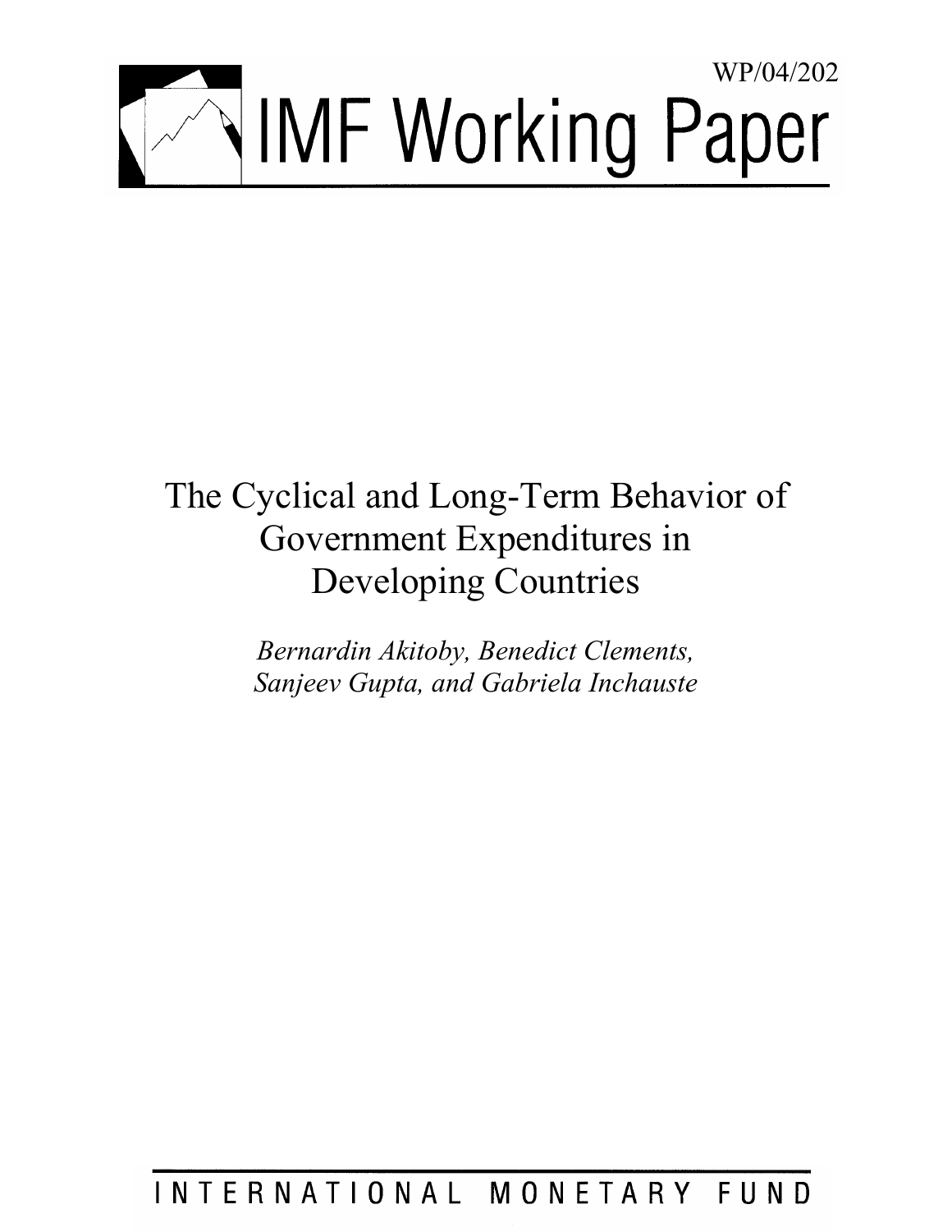WP/04/202

# IMF Working Paper

## The Cyclical and Long-Term Behavior of Government Expenditures in Developing Countries

*Bernardin Akitoby, Benedict Clements, Sanjeev Gupta, and Gabriela Inchauste*

INTERNATIONAL MONETARY FUND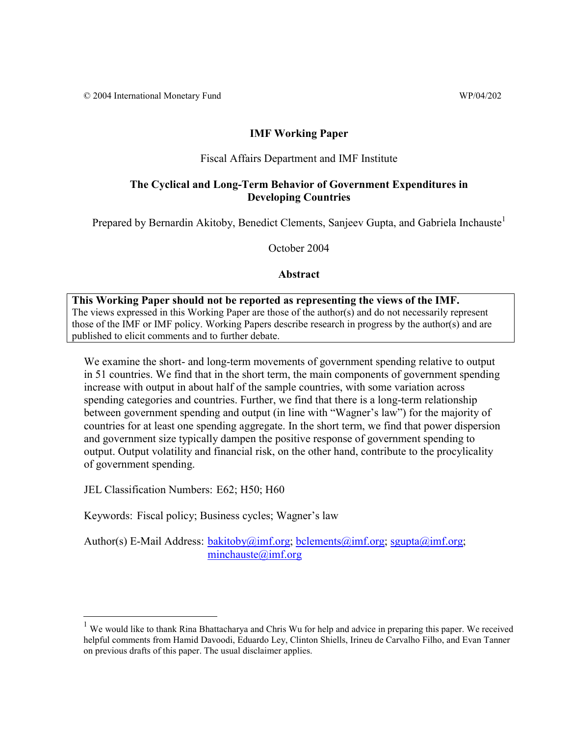© 2004 International Monetary Fund WP/04/202

**IMF Working Paper**

Fiscal Affairs Department and IMF Institute

# The Cyclical and Long-Term Behavior of Government Expenditures in Developing Countries

Prepared by Bernardin Akitoby, Benedict Clements, Sanjeev Gupta, and Gabriela Inchauste[1]

October 2004

## Abstract

**This Working Paper should not be reported as representing the views of the IMF.**
The views expressed in this Working Paper are those of the author(s) and do not necessarily represent those of the IMF or IMF policy. Working Papers describe research in progress by the author(s) and are published to elicit comments and to further debate.

We examine the short- and long-term movements of government spending relative to output in 51 countries. We find that in the short term, the main components of government spending increase with output in about half of the sample countries, with some variation across spending categories and countries. Further, we find that there is a long-term relationship between government spending and output (in line with "Wagner's law") for the majority of countries for at least one spending aggregate. In the short term, we find that power dispersion and government size typically dampen the positive response of government spending to output. Output volatility and financial risk, on the other hand, contribute to the procylicality of government spending.

JEL Classification Numbers: E62; H50; H60

Keywords: Fiscal policy; Business cycles; Wagner's law

Author(s) E-Mail Address: bakitoby@imf.org; bclements@imf.org; sgupta@imf.org; minchauste@imf.org

---

[1] We would like to thank Rina Bhattacharya and Chris Wu for help and advice in preparing this paper. We received helpful comments from Hamid Davoodi, Eduardo Ley, Clinton Shiells, Irineu de Carvalho Filho, and Evan Tanner on previous drafts of this paper. The usual disclaimer applies.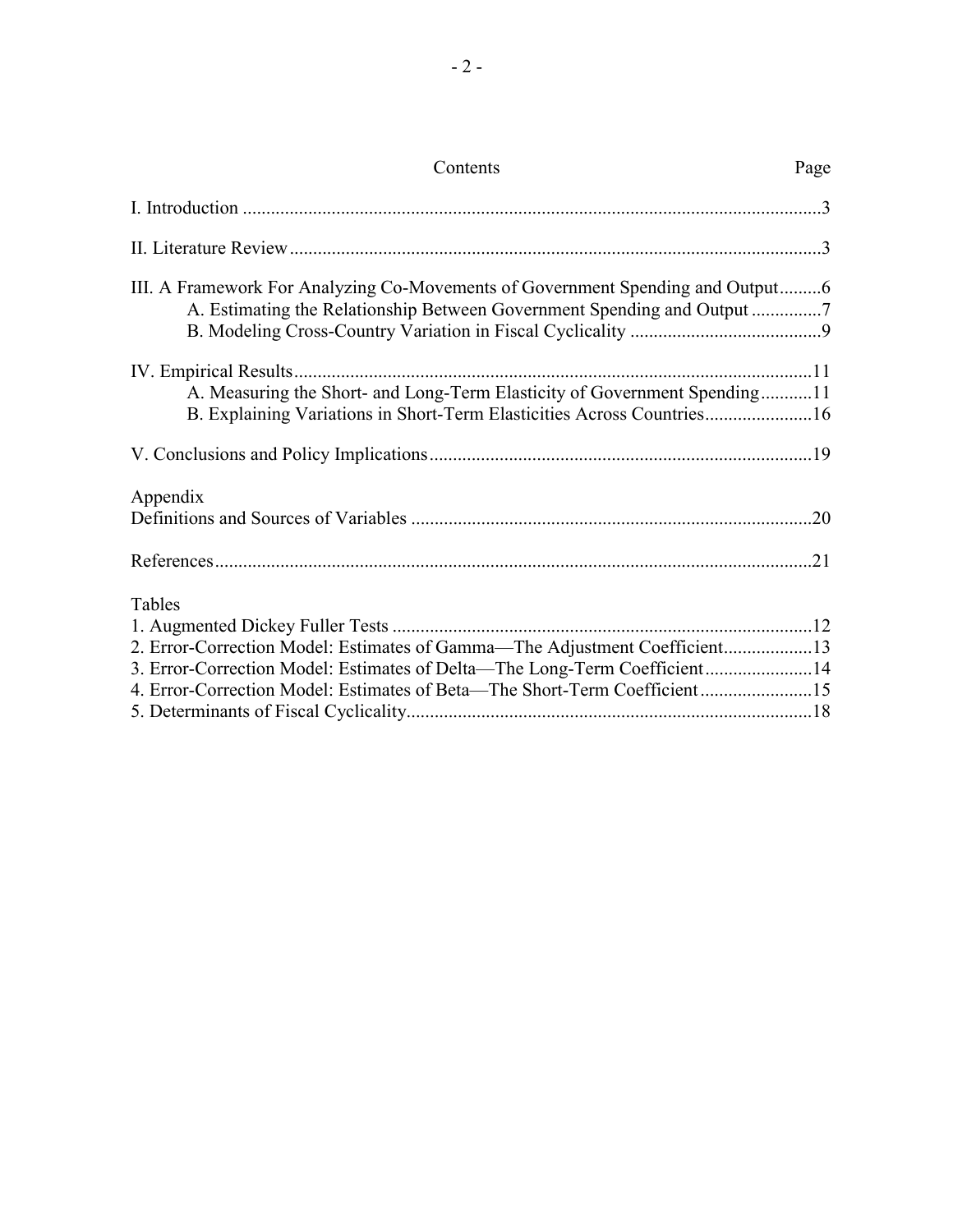| Contents | Page |
|---|---|
| I. Introduction | 3 |
| II. Literature Review | 3 |
| III. A Framework For Analyzing Co-Movements of Government Spending and Output | 6 |
| A. Estimating the Relationship Between Government Spending and Output | 7 |
| B. Modeling Cross-Country Variation in Fiscal Cyclicality | 9 |
| IV. Empirical Results | 11 |
| A. Measuring the Short- and Long-Term Elasticity of Government Spending | 11 |
| B. Explaining Variations in Short-Term Elasticities Across Countries | 16 |
| V. Conclusions and Policy Implications | 19 |
| Appendix | |
| Definitions and Sources of Variables | 20 |
| References | 21 |
| Tables | |
| 1. Augmented Dickey Fuller Tests | 12 |
| 2. Error-Correction Model: Estimates of Gamma—The Adjustment Coefficient | 13 |
| 3. Error-Correction Model: Estimates of Delta—The Long-Term Coefficient | 14 |
| 4. Error-Correction Model: Estimates of Beta—The Short-Term Coefficient | 15 |
| 5. Determinants of Fiscal Cyclicality | 18 |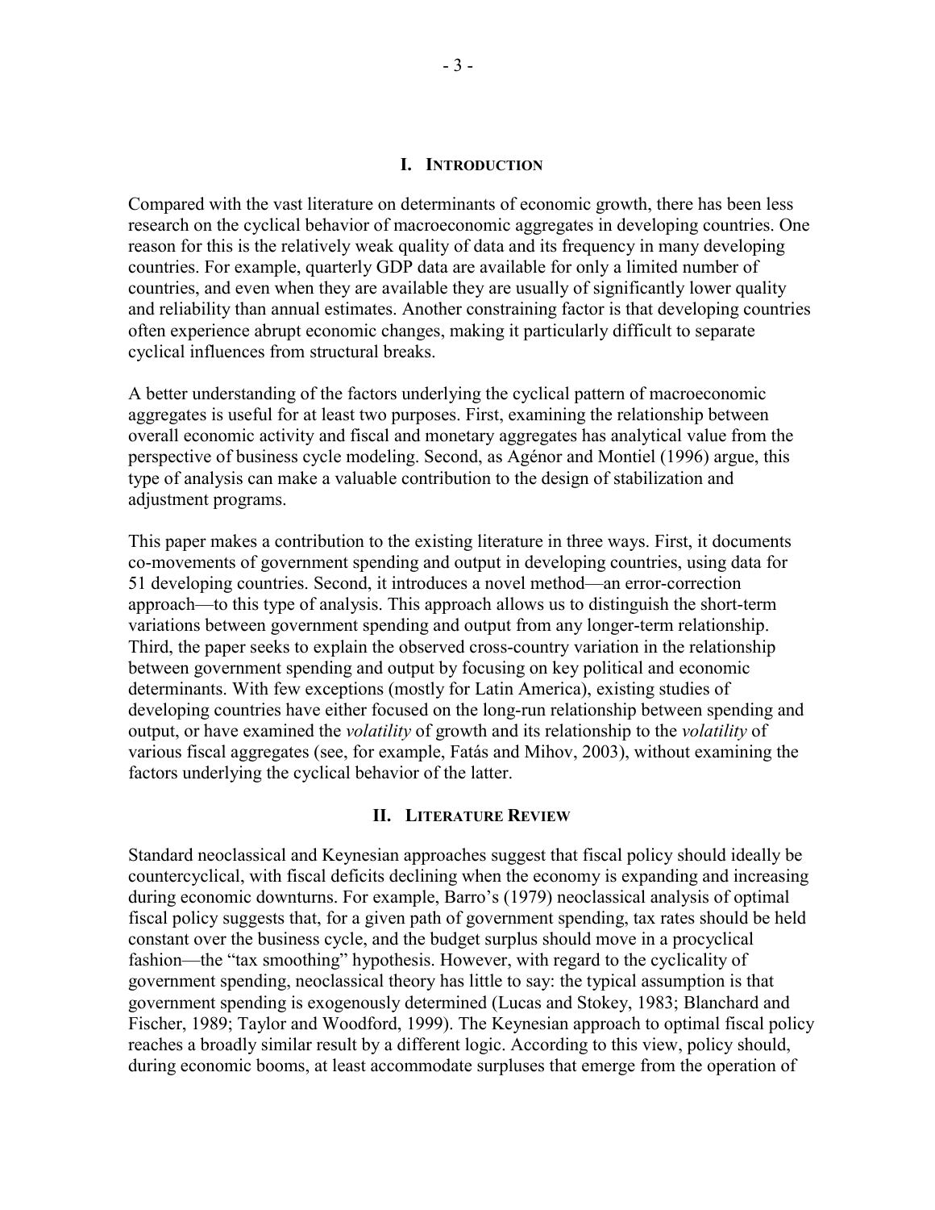## I. Introduction

Compared with the vast literature on determinants of economic growth, there has been less research on the cyclical behavior of macroeconomic aggregates in developing countries. One reason for this is the relatively weak quality of data and its frequency in many developing countries. For example, quarterly GDP data are available for only a limited number of countries, and even when they are available they are usually of significantly lower quality and reliability than annual estimates. Another constraining factor is that developing countries often experience abrupt economic changes, making it particularly difficult to separate cyclical influences from structural breaks.

A better understanding of the factors underlying the cyclical pattern of macroeconomic aggregates is useful for at least two purposes. First, examining the relationship between overall economic activity and fiscal and monetary aggregates has analytical value from the perspective of business cycle modeling. Second, as Agénor and Montiel (1996) argue, this type of analysis can make a valuable contribution to the design of stabilization and adjustment programs.

This paper makes a contribution to the existing literature in three ways. First, it documents co-movements of government spending and output in developing countries, using data for 51 developing countries. Second, it introduces a novel method—an error-correction approach—to this type of analysis. This approach allows us to distinguish the short-term variations between government spending and output from any longer-term relationship. Third, the paper seeks to explain the observed cross-country variation in the relationship between government spending and output by focusing on key political and economic determinants. With few exceptions (mostly for Latin America), existing studies of developing countries have either focused on the long-run relationship between spending and output, or have examined the *volatility* of growth and its relationship to the *volatility* of various fiscal aggregates (see, for example, Fatás and Mihov, 2003), without examining the factors underlying the cyclical behavior of the latter.

## II. Literature Review

Standard neoclassical and Keynesian approaches suggest that fiscal policy should ideally be countercyclical, with fiscal deficits declining when the economy is expanding and increasing during economic downturns. For example, Barro's (1979) neoclassical analysis of optimal fiscal policy suggests that, for a given path of government spending, tax rates should be held constant over the business cycle, and the budget surplus should move in a procyclical fashion—the "tax smoothing" hypothesis. However, with regard to the cyclicality of government spending, neoclassical theory has little to say: the typical assumption is that government spending is exogenously determined (Lucas and Stokey, 1983; Blanchard and Fischer, 1989; Taylor and Woodford, 1999). The Keynesian approach to optimal fiscal policy reaches a broadly similar result by a different logic. According to this view, policy should, during economic booms, at least accommodate surpluses that emerge from the operation of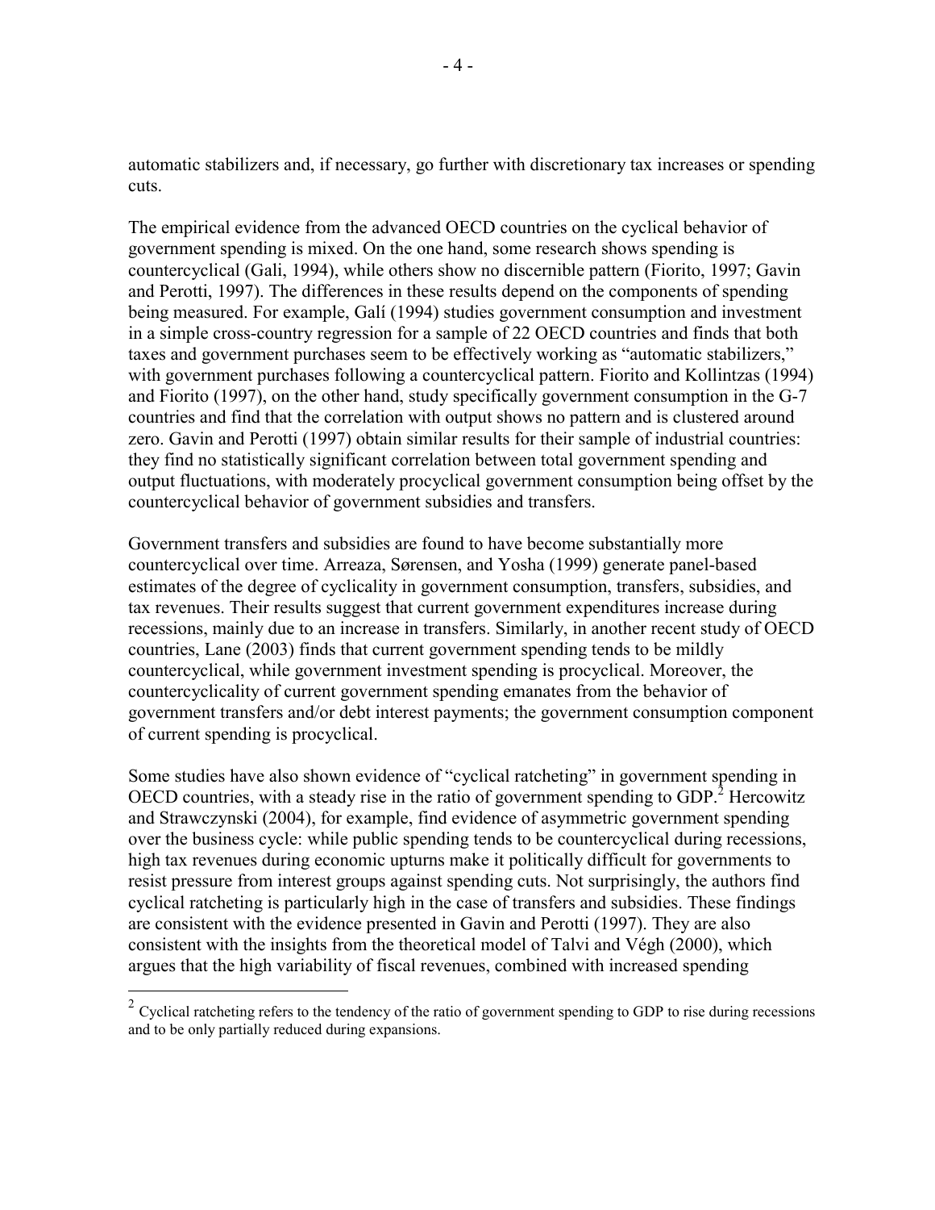automatic stabilizers and, if necessary, go further with discretionary tax increases or spending cuts.

The empirical evidence from the advanced OECD countries on the cyclical behavior of government spending is mixed. On the one hand, some research shows spending is countercyclical (Gali, 1994), while others show no discernible pattern (Fiorito, 1997; Gavin and Perotti, 1997). The differences in these results depend on the components of spending being measured. For example, Galí (1994) studies government consumption and investment in a simple cross-country regression for a sample of 22 OECD countries and finds that both taxes and government purchases seem to be effectively working as "automatic stabilizers," with government purchases following a countercyclical pattern. Fiorito and Kollintzas (1994) and Fiorito (1997), on the other hand, study specifically government consumption in the G-7 countries and find that the correlation with output shows no pattern and is clustered around zero. Gavin and Perotti (1997) obtain similar results for their sample of industrial countries: they find no statistically significant correlation between total government spending and output fluctuations, with moderately procyclical government consumption being offset by the countercyclical behavior of government subsidies and transfers.

Government transfers and subsidies are found to have become substantially more countercyclical over time. Arreaza, Sørensen, and Yosha (1999) generate panel-based estimates of the degree of cyclicality in government consumption, transfers, subsidies, and tax revenues. Their results suggest that current government expenditures increase during recessions, mainly due to an increase in transfers. Similarly, in another recent study of OECD countries, Lane (2003) finds that current government spending tends to be mildly countercyclical, while government investment spending is procyclical. Moreover, the countercyclicality of current government spending emanates from the behavior of government transfers and/or debt interest payments; the government consumption component of current spending is procyclical.

Some studies have also shown evidence of "cyclical ratcheting" in government spending in OECD countries, with a steady rise in the ratio of government spending to GDP.[2] Hercowitz and Strawczynski (2004), for example, find evidence of asymmetric government spending over the business cycle: while public spending tends to be countercyclical during recessions, high tax revenues during economic upturns make it politically difficult for governments to resist pressure from interest groups against spending cuts. Not surprisingly, the authors find cyclical ratcheting is particularly high in the case of transfers and subsidies. These findings are consistent with the evidence presented in Gavin and Perotti (1997). They are also consistent with the insights from the theoretical model of Talvi and Végh (2000), which argues that the high variability of fiscal revenues, combined with increased spending

[2] Cyclical ratcheting refers to the tendency of the ratio of government spending to GDP to rise during recessions and to be only partially reduced during expansions.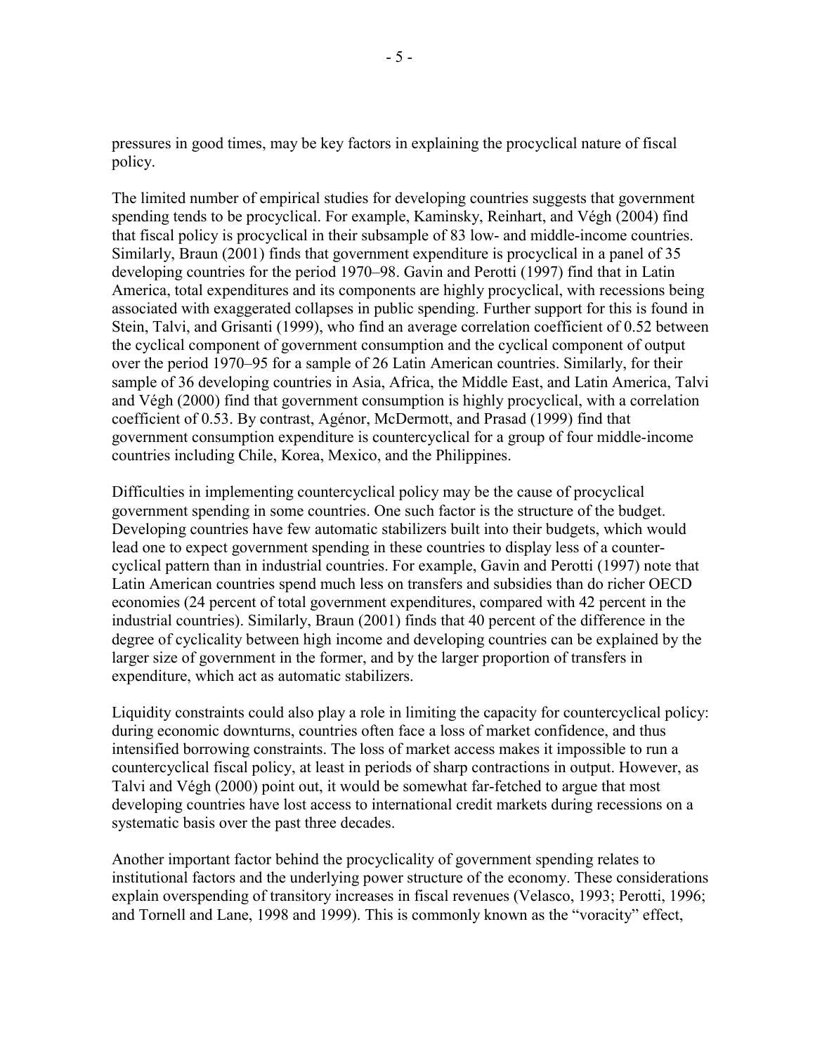pressures in good times, may be key factors in explaining the procyclical nature of fiscal policy.

The limited number of empirical studies for developing countries suggests that government spending tends to be procyclical. For example, Kaminsky, Reinhart, and Végh (2004) find that fiscal policy is procyclical in their subsample of 83 low- and middle-income countries. Similarly, Braun (2001) finds that government expenditure is procyclical in a panel of 35 developing countries for the period 1970–98. Gavin and Perotti (1997) find that in Latin America, total expenditures and its components are highly procyclical, with recessions being associated with exaggerated collapses in public spending. Further support for this is found in Stein, Talvi, and Grisanti (1999), who find an average correlation coefficient of 0.52 between the cyclical component of government consumption and the cyclical component of output over the period 1970–95 for a sample of 26 Latin American countries. Similarly, for their sample of 36 developing countries in Asia, Africa, the Middle East, and Latin America, Talvi and Végh (2000) find that government consumption is highly procyclical, with a correlation coefficient of 0.53. By contrast, Agénor, McDermott, and Prasad (1999) find that government consumption expenditure is countercyclical for a group of four middle-income countries including Chile, Korea, Mexico, and the Philippines.

Difficulties in implementing countercyclical policy may be the cause of procyclical government spending in some countries. One such factor is the structure of the budget. Developing countries have few automatic stabilizers built into their budgets, which would lead one to expect government spending in these countries to display less of a countercyclical pattern than in industrial countries. For example, Gavin and Perotti (1997) note that Latin American countries spend much less on transfers and subsidies than do richer OECD economies (24 percent of total government expenditures, compared with 42 percent in the industrial countries). Similarly, Braun (2001) finds that 40 percent of the difference in the degree of cyclicality between high income and developing countries can be explained by the larger size of government in the former, and by the larger proportion of transfers in expenditure, which act as automatic stabilizers.

Liquidity constraints could also play a role in limiting the capacity for countercyclical policy: during economic downturns, countries often face a loss of market confidence, and thus intensified borrowing constraints. The loss of market access makes it impossible to run a countercyclical fiscal policy, at least in periods of sharp contractions in output. However, as Talvi and Végh (2000) point out, it would be somewhat far-fetched to argue that most developing countries have lost access to international credit markets during recessions on a systematic basis over the past three decades.

Another important factor behind the procyclicality of government spending relates to institutional factors and the underlying power structure of the economy. These considerations explain overspending of transitory increases in fiscal revenues (Velasco, 1993; Perotti, 1996; and Tornell and Lane, 1998 and 1999). This is commonly known as the "voracity" effect,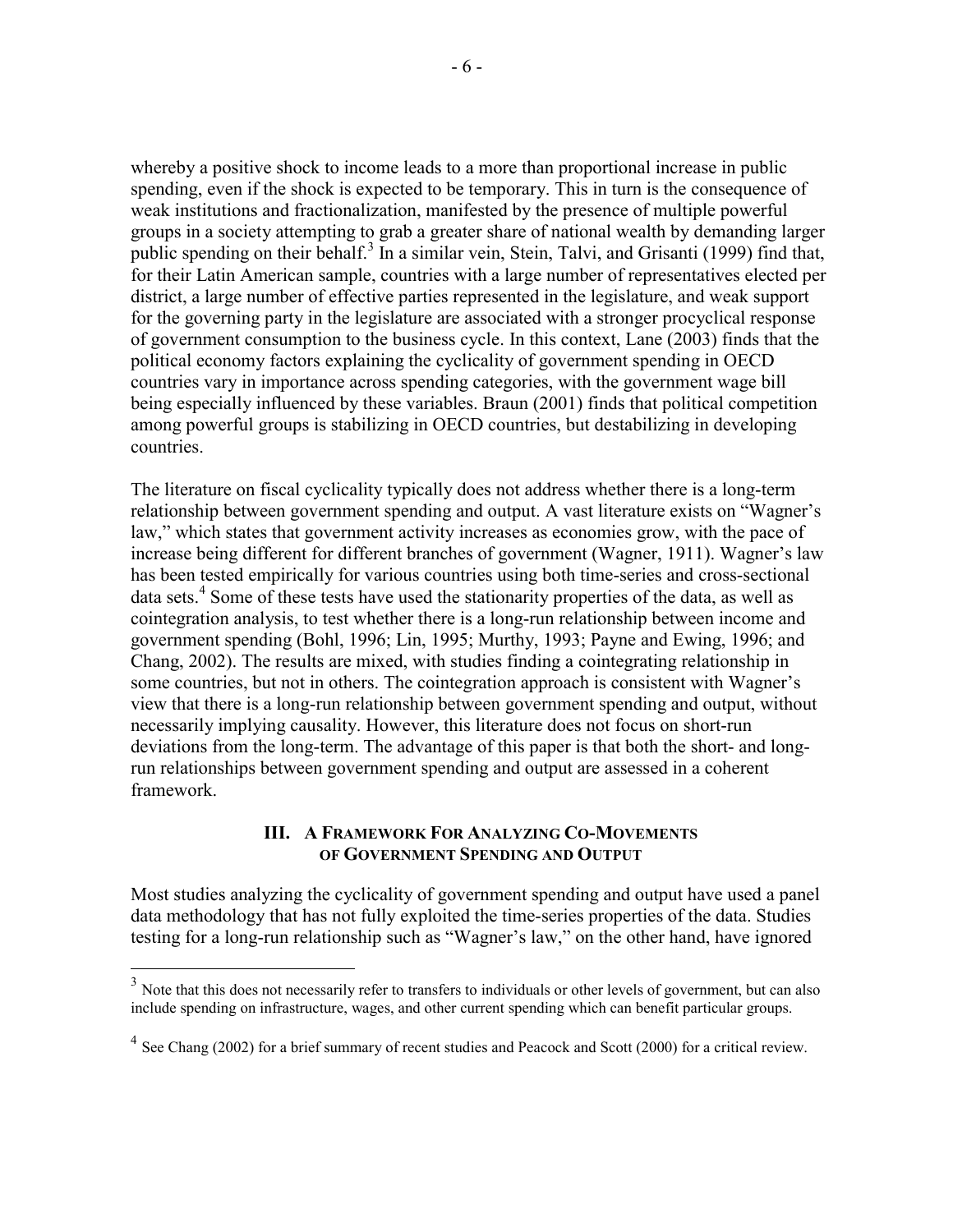whereby a positive shock to income leads to a more than proportional increase in public spending, even if the shock is expected to be temporary. This in turn is the consequence of weak institutions and fractionalization, manifested by the presence of multiple powerful groups in a society attempting to grab a greater share of national wealth by demanding larger public spending on their behalf.[3] In a similar vein, Stein, Talvi, and Grisanti (1999) find that, for their Latin American sample, countries with a large number of representatives elected per district, a large number of effective parties represented in the legislature, and weak support for the governing party in the legislature are associated with a stronger procyclical response of government consumption to the business cycle. In this context, Lane (2003) finds that the political economy factors explaining the cyclicality of government spending in OECD countries vary in importance across spending categories, with the government wage bill being especially influenced by these variables. Braun (2001) finds that political competition among powerful groups is stabilizing in OECD countries, but destabilizing in developing countries.

The literature on fiscal cyclicality typically does not address whether there is a long-term relationship between government spending and output. A vast literature exists on "Wagner's law," which states that government activity increases as economies grow, with the pace of increase being different for different branches of government (Wagner, 1911). Wagner's law has been tested empirically for various countries using both time-series and cross-sectional data sets.[4] Some of these tests have used the stationarity properties of the data, as well as cointegration analysis, to test whether there is a long-run relationship between income and government spending (Bohl, 1996; Lin, 1995; Murthy, 1993; Payne and Ewing, 1996; and Chang, 2002). The results are mixed, with studies finding a cointegrating relationship in some countries, but not in others. The cointegration approach is consistent with Wagner's view that there is a long-run relationship between government spending and output, without necessarily implying causality. However, this literature does not focus on short-run deviations from the long-term. The advantage of this paper is that both the short- and long-run relationships between government spending and output are assessed in a coherent framework.

## III. A Framework For Analyzing Co-Movements of Government Spending and Output

Most studies analyzing the cyclicality of government spending and output have used a panel data methodology that has not fully exploited the time-series properties of the data. Studies testing for a long-run relationship such as "Wagner's law," on the other hand, have ignored

---

[3] Note that this does not necessarily refer to transfers to individuals or other levels of government, but can also include spending on infrastructure, wages, and other current spending which can benefit particular groups.

[4] See Chang (2002) for a brief summary of recent studies and Peacock and Scott (2000) for a critical review.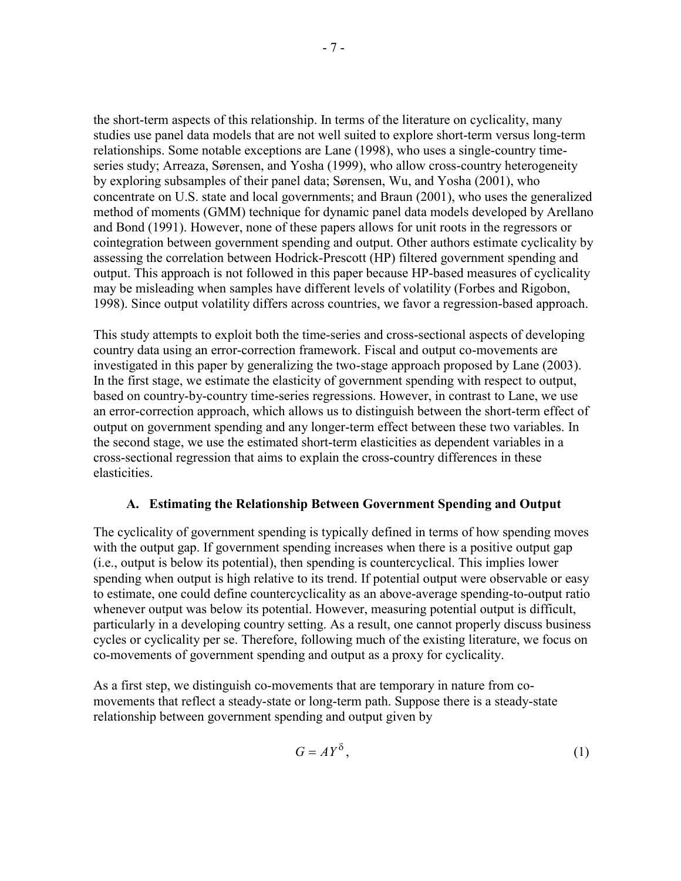the short-term aspects of this relationship. In terms of the literature on cyclicality, many studies use panel data models that are not well suited to explore short-term versus long-term relationships. Some notable exceptions are Lane (1998), who uses a single-country time-series study; Arreaza, Sørensen, and Yosha (1999), who allow cross-country heterogeneity by exploring subsamples of their panel data; Sørensen, Wu, and Yosha (2001), who concentrate on U.S. state and local governments; and Braun (2001), who uses the generalized method of moments (GMM) technique for dynamic panel data models developed by Arellano and Bond (1991). However, none of these papers allows for unit roots in the regressors or cointegration between government spending and output. Other authors estimate cyclicality by assessing the correlation between Hodrick-Prescott (HP) filtered government spending and output. This approach is not followed in this paper because HP-based measures of cyclicality may be misleading when samples have different levels of volatility (Forbes and Rigobon, 1998). Since output volatility differs across countries, we favor a regression-based approach.

This study attempts to exploit both the time-series and cross-sectional aspects of developing country data using an error-correction framework. Fiscal and output co-movements are investigated in this paper by generalizing the two-stage approach proposed by Lane (2003). In the first stage, we estimate the elasticity of government spending with respect to output, based on country-by-country time-series regressions. However, in contrast to Lane, we use an error-correction approach, which allows us to distinguish between the short-term effect of output on government spending and any longer-term effect between these two variables. In the second stage, we use the estimated short-term elasticities as dependent variables in a cross-sectional regression that aims to explain the cross-country differences in these elasticities.

### A. Estimating the Relationship Between Government Spending and Output

The cyclicality of government spending is typically defined in terms of how spending moves with the output gap. If government spending increases when there is a positive output gap (i.e., output is below its potential), then spending is countercyclical. This implies lower spending when output is high relative to its trend. If potential output were observable or easy to estimate, one could define countercyclicality as an above-average spending-to-output ratio whenever output was below its potential. However, measuring potential output is difficult, particularly in a developing country setting. As a result, one cannot properly discuss business cycles or cyclicality per se. Therefore, following much of the existing literature, we focus on co-movements of government spending and output as a proxy for cyclicality.

As a first step, we distinguish co-movements that are temporary in nature from co-movements that reflect a steady-state or long-term path. Suppose there is a steady-state relationship between government spending and output given by

$$G = AY^{\delta}, \tag{1}$$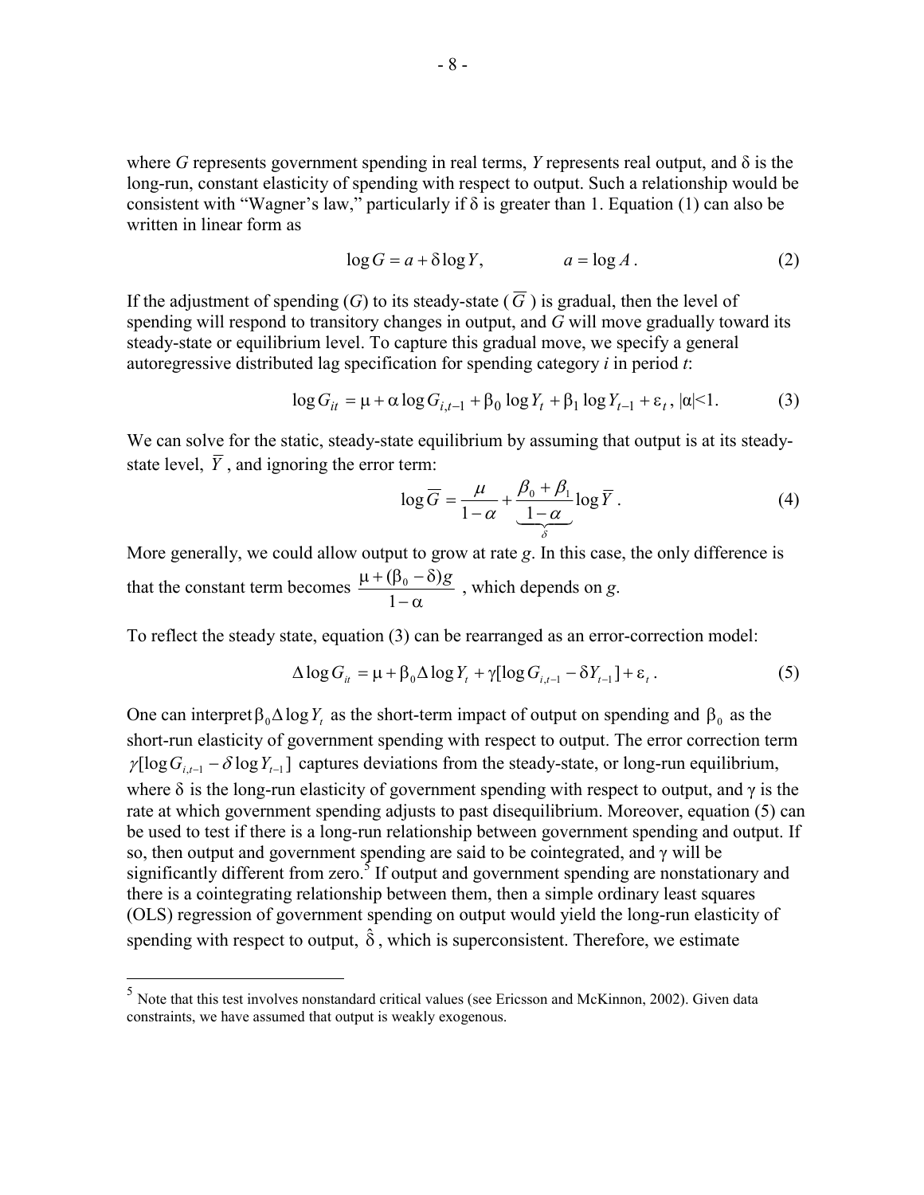where *G* represents government spending in real terms, *Y* represents real output, and $\delta$ is the long-run, constant elasticity of spending with respect to output. Such a relationship would be consistent with "Wagner's law," particularly if $\delta$ is greater than 1. Equation (1) can also be written in linear form as

$$\log G = a + \delta \log Y, \qquad a = \log A. \tag{2}$$

If the adjustment of spending ($G$) to its steady-state ($\overline{G}$) is gradual, then the level of spending will respond to transitory changes in output, and $G$ will move gradually toward its steady-state or equilibrium level. To capture this gradual move, we specify a general autoregressive distributed lag specification for spending category $i$ in period $t$:

$$\log G_{it} = \mu + \alpha \log G_{i,t-1} + \beta_0 \log Y_t + \beta_1 \log Y_{t-1} + \varepsilon_t, \ |\alpha|<1. \tag{3}$$

We can solve for the static, steady-state equilibrium by assuming that output is at its steady-state level, $\overline{Y}$, and ignoring the error term:

$$\log \overline{G} = \frac{\mu}{1-\alpha} + \underbrace{\frac{\beta_0 + \beta_1}{1-\alpha}}_{\delta} \log \overline{Y}. \tag{4}$$

More generally, we could allow output to grow at rate $g$. In this case, the only difference is that the constant term becomes $\frac{\mu + (\beta_0 - \delta)g}{1-\alpha}$, which depends on $g$.

To reflect the steady state, equation (3) can be rearranged as an error-correction model:

$$\Delta \log G_{it} = \mu + \beta_0 \Delta \log Y_t + \gamma[\log G_{i,t-1} - \delta Y_{t-1}] + \varepsilon_t. \tag{5}$$

One can interpret $\beta_0 \Delta \log Y_t$ as the short-term impact of output on spending and $\beta_0$ as the short-run elasticity of government spending with respect to output. The error correction term $\gamma[\log G_{i,t-1} - \delta \log Y_{t-1}]$ captures deviations from the steady-state, or long-run equilibrium, where $\delta$ is the long-run elasticity of government spending with respect to output, and $\gamma$ is the rate at which government spending adjusts to past disequilibrium. Moreover, equation (5) can be used to test if there is a long-run relationship between government spending and output. If so, then output and government spending are said to be cointegrated, and $\gamma$ will be significantly different from zero.[5] If output and government spending are nonstationary and there is a cointegrating relationship between them, then a simple ordinary least squares (OLS) regression of government spending on output would yield the long-run elasticity of spending with respect to output, $\hat{\delta}$, which is superconsistent. Therefore, we estimate

[5] Note that this test involves nonstandard critical values (see Ericsson and McKinnon, 2002). Given data constraints, we have assumed that output is weakly exogenous.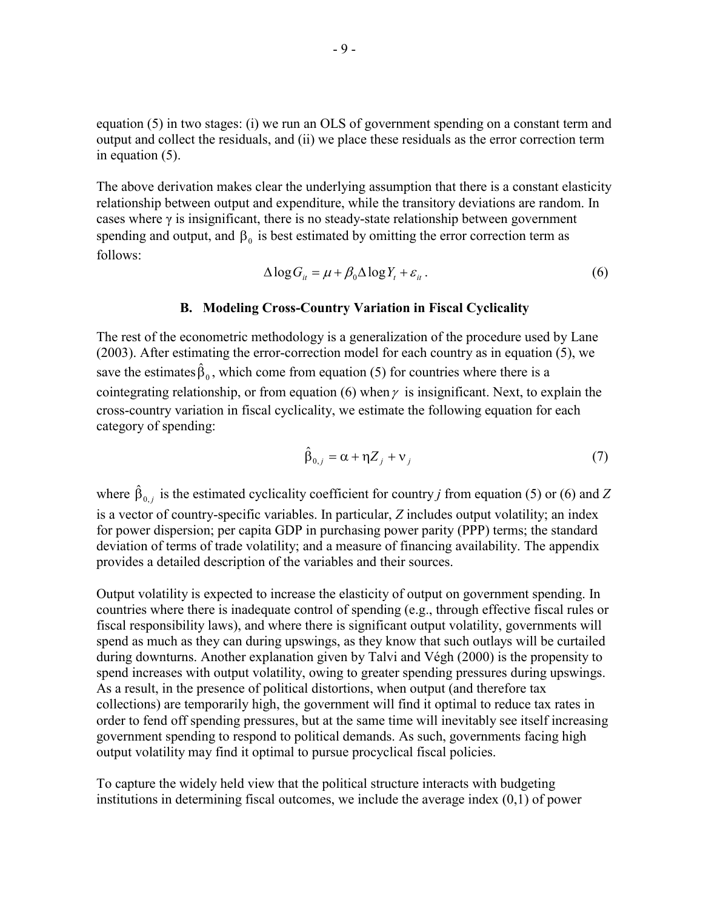equation (5) in two stages: (i) we run an OLS of government spending on a constant term and output and collect the residuals, and (ii) we place these residuals as the error correction term in equation (5).

The above derivation makes clear the underlying assumption that there is a constant elasticity relationship between output and expenditure, while the transitory deviations are random. In cases where $\gamma$ is insignificant, there is no steady-state relationship between government spending and output, and $\beta_0$ is best estimated by omitting the error correction term as follows:

$$\Delta \log G_{it} = \mu + \beta_0 \Delta \log Y_t + \varepsilon_{it} . \tag{6}$$

### B. Modeling Cross-Country Variation in Fiscal Cyclicality

The rest of the econometric methodology is a generalization of the procedure used by Lane (2003). After estimating the error-correction model for each country as in equation (5), we save the estimates $\hat{\beta}_0$, which come from equation (5) for countries where there is a cointegrating relationship, or from equation (6) when $\gamma$ is insignificant. Next, to explain the cross-country variation in fiscal cyclicality, we estimate the following equation for each category of spending:

$$\hat{\beta}_{0,j} = \alpha + \eta Z_j + \nu_j \tag{7}$$

where $\hat{\beta}_{0,j}$ is the estimated cyclicality coefficient for country *j* from equation (5) or (6) and *Z* is a vector of country-specific variables. In particular, *Z* includes output volatility; an index for power dispersion; per capita GDP in purchasing power parity (PPP) terms; the standard deviation of terms of trade volatility; and a measure of financing availability. The appendix provides a detailed description of the variables and their sources.

Output volatility is expected to increase the elasticity of output on government spending. In countries where there is inadequate control of spending (e.g., through effective fiscal rules or fiscal responsibility laws), and where there is significant output volatility, governments will spend as much as they can during upswings, as they know that such outlays will be curtailed during downturns. Another explanation given by Talvi and Végh (2000) is the propensity to spend increases with output volatility, owing to greater spending pressures during upswings. As a result, in the presence of political distortions, when output (and therefore tax collections) are temporarily high, the government will find it optimal to reduce tax rates in order to fend off spending pressures, but at the same time will inevitably see itself increasing government spending to respond to political demands. As such, governments facing high output volatility may find it optimal to pursue procyclical fiscal policies.

To capture the widely held view that the political structure interacts with budgeting institutions in determining fiscal outcomes, we include the average index (0,1) of power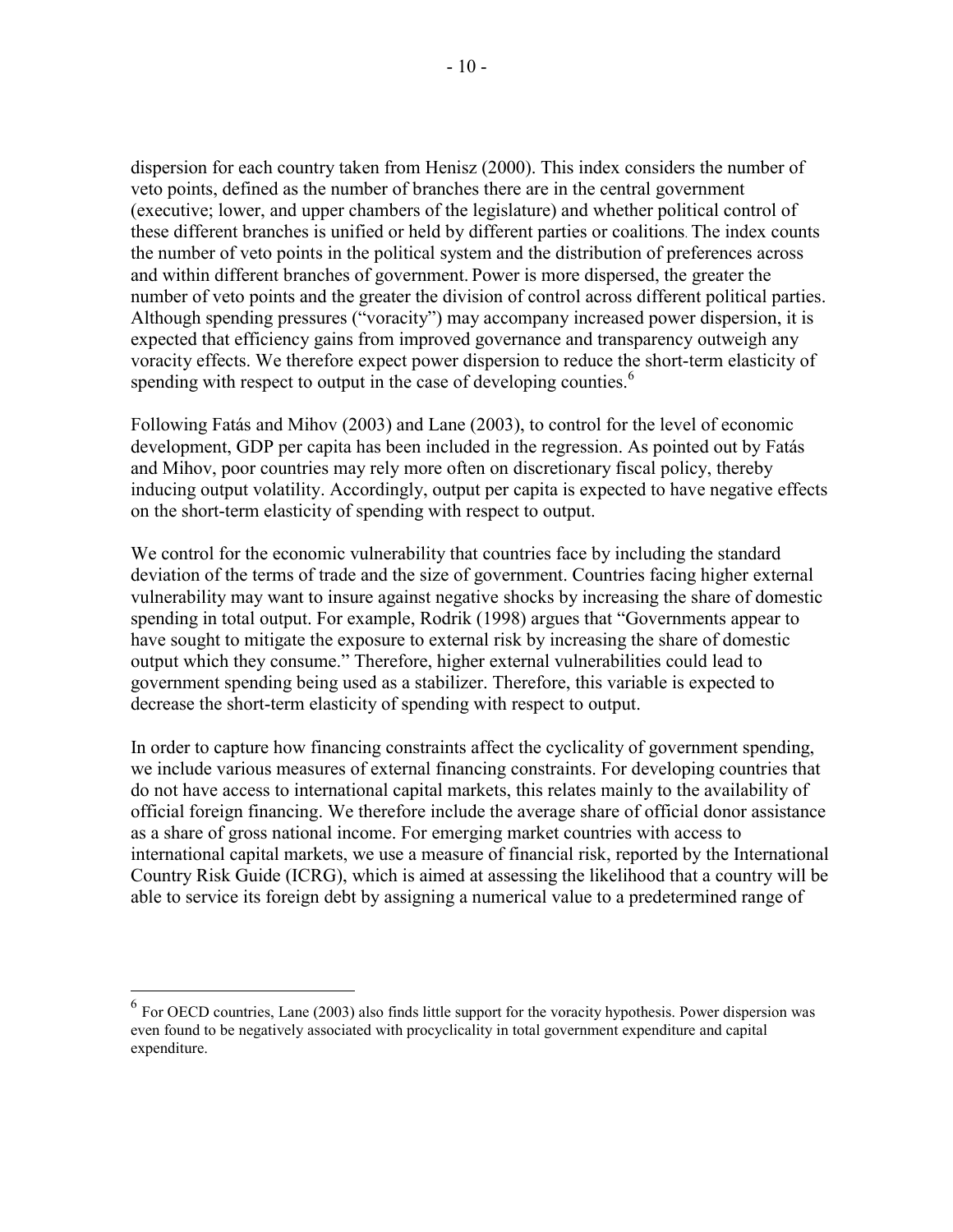dispersion for each country taken from Henisz (2000). This index considers the number of veto points, defined as the number of branches there are in the central government (executive; lower, and upper chambers of the legislature) and whether political control of these different branches is unified or held by different parties or coalitions. The index counts the number of veto points in the political system and the distribution of preferences across and within different branches of government. Power is more dispersed, the greater the number of veto points and the greater the division of control across different political parties. Although spending pressures ("voracity") may accompany increased power dispersion, it is expected that efficiency gains from improved governance and transparency outweigh any voracity effects. We therefore expect power dispersion to reduce the short-term elasticity of spending with respect to output in the case of developing counties.[6]

Following Fatás and Mihov (2003) and Lane (2003), to control for the level of economic development, GDP per capita has been included in the regression. As pointed out by Fatás and Mihov, poor countries may rely more often on discretionary fiscal policy, thereby inducing output volatility. Accordingly, output per capita is expected to have negative effects on the short-term elasticity of spending with respect to output.

We control for the economic vulnerability that countries face by including the standard deviation of the terms of trade and the size of government. Countries facing higher external vulnerability may want to insure against negative shocks by increasing the share of domestic spending in total output. For example, Rodrik (1998) argues that "Governments appear to have sought to mitigate the exposure to external risk by increasing the share of domestic output which they consume." Therefore, higher external vulnerabilities could lead to government spending being used as a stabilizer. Therefore, this variable is expected to decrease the short-term elasticity of spending with respect to output.

In order to capture how financing constraints affect the cyclicality of government spending, we include various measures of external financing constraints. For developing countries that do not have access to international capital markets, this relates mainly to the availability of official foreign financing. We therefore include the average share of official donor assistance as a share of gross national income. For emerging market countries with access to international capital markets, we use a measure of financial risk, reported by the International Country Risk Guide (ICRG), which is aimed at assessing the likelihood that a country will be able to service its foreign debt by assigning a numerical value to a predetermined range of

---

[6] For OECD countries, Lane (2003) also finds little support for the voracity hypothesis. Power dispersion was even found to be negatively associated with procyclicality in total government expenditure and capital expenditure.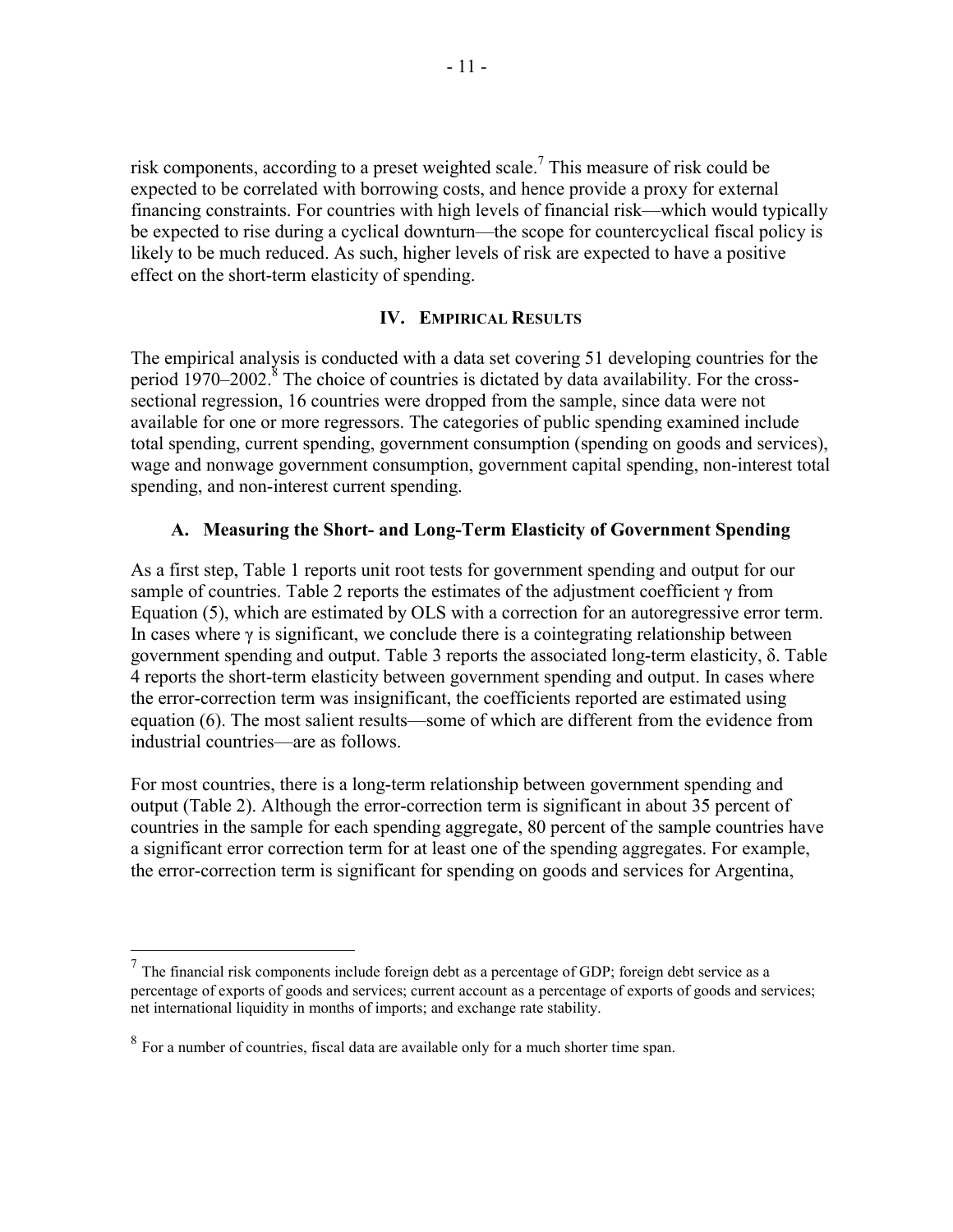risk components, according to a preset weighted scale.[7] This measure of risk could be expected to be correlated with borrowing costs, and hence provide a proxy for external financing constraints. For countries with high levels of financial risk—which would typically be expected to rise during a cyclical downturn—the scope for countercyclical fiscal policy is likely to be much reduced. As such, higher levels of risk are expected to have a positive effect on the short-term elasticity of spending.

## IV. Empirical Results

The empirical analysis is conducted with a data set covering 51 developing countries for the period 1970–2002.[8] The choice of countries is dictated by data availability. For the cross-sectional regression, 16 countries were dropped from the sample, since data were not available for one or more regressors. The categories of public spending examined include total spending, current spending, government consumption (spending on goods and services), wage and nonwage government consumption, government capital spending, non-interest total spending, and non-interest current spending.

### A. Measuring the Short- and Long-Term Elasticity of Government Spending

As a first step, Table 1 reports unit root tests for government spending and output for our sample of countries. Table 2 reports the estimates of the adjustment coefficient $\gamma$ from Equation (5), which are estimated by OLS with a correction for an autoregressive error term. In cases where $\gamma$ is significant, we conclude there is a cointegrating relationship between government spending and output. Table 3 reports the associated long-term elasticity, $\delta$. Table 4 reports the short-term elasticity between government spending and output. In cases where the error-correction term was insignificant, the coefficients reported are estimated using equation (6). The most salient results—some of which are different from the evidence from industrial countries—are as follows.

For most countries, there is a long-term relationship between government spending and output (Table 2). Although the error-correction term is significant in about 35 percent of countries in the sample for each spending aggregate, 80 percent of the sample countries have a significant error correction term for at least one of the spending aggregates. For example, the error-correction term is significant for spending on goods and services for Argentina,

---

[7] The financial risk components include foreign debt as a percentage of GDP; foreign debt service as a percentage of exports of goods and services; current account as a percentage of exports of goods and services; net international liquidity in months of imports; and exchange rate stability.

[8] For a number of countries, fiscal data are available only for a much shorter time span.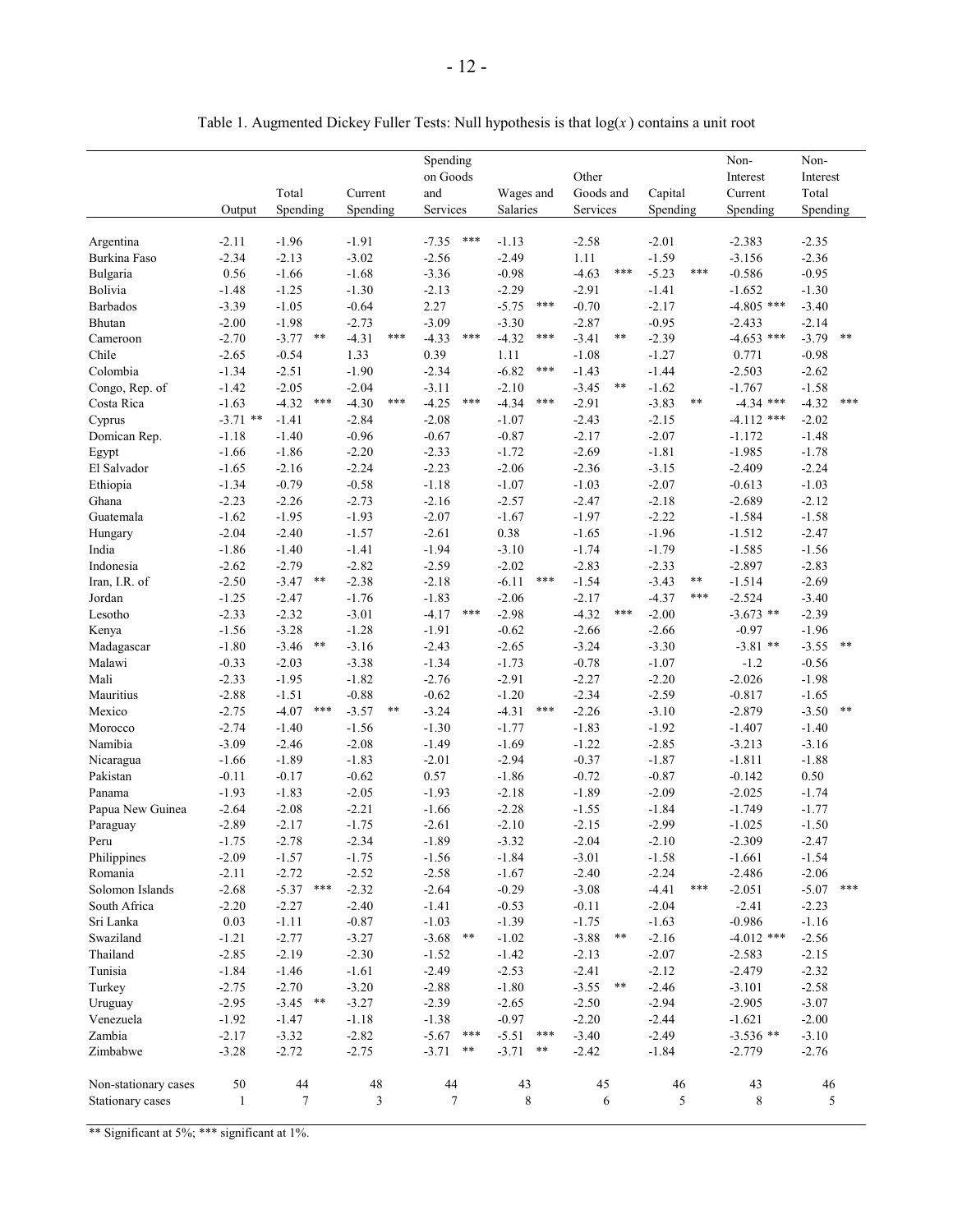Table 1. Augmented Dickey Fuller Tests: Null hypothesis is that log($x$) contains a unit root

| | Output | Total Spending | Current Spending | Spending on Goods and Services | Wages and Salaries | Other Goods and Services | Capital Spending | Non-Interest Current Spending | Non-Interest Total Spending |
|---|---|---|---|---|---|---|---|---|---|
| Argentina | -2.11 | -1.96 | -1.91 | -7.35 *** | -1.13 | -2.58 | -2.01 | -2.383 | -2.35 |
| Burkina Faso | -2.34 | -2.13 | -3.02 | -2.56 | -2.49 | 1.11 | -1.59 | -3.156 | -2.36 |
| Bulgaria | 0.56 | -1.66 | -1.68 | -3.36 | -0.98 | -4.63 *** | -5.23 *** | -0.586 | -0.95 |
| Bolivia | -1.48 | -1.25 | -1.30 | -2.13 | -2.29 | -2.91 | -1.41 | -1.652 | -1.30 |
| Barbados | -3.39 | -1.05 | -0.64 | 2.27 | -5.75 *** | -0.70 | -2.17 | -4.805 *** | -3.40 |
| Bhutan | -2.00 | -1.98 | -2.73 | -3.09 | -3.30 | -2.87 | -0.95 | -2.433 | -2.14 |
| Cameroon | -2.70 | -3.77 ** | -4.31 *** | -4.33 *** | -4.32 *** | -3.41 ** | -2.39 | -4.653 *** | -3.79 ** |
| Chile | -2.65 | -0.54 | 1.33 | 0.39 | 1.11 | -1.08 | -1.27 | 0.771 | -0.98 |
| Colombia | -1.34 | -2.51 | -1.90 | -2.34 | -6.82 *** | -1.43 | -1.44 | -2.503 | -2.62 |
| Congo, Rep. of | -1.42 | -2.05 | -2.04 | -3.11 | -2.10 | -3.45 ** | -1.62 | -1.767 | -1.58 |
| Costa Rica | -1.63 | -4.32 *** | -4.30 *** | -4.25 *** | -4.34 *** | -2.91 | -3.83 ** | -4.34 *** | -4.32 *** |
| Cyprus | -3.71 ** | -1.41 | -2.84 | -2.08 | -1.07 | -2.43 | -2.15 | -4.112 *** | -2.02 |
| Domican Rep. | -1.18 | -1.40 | -0.96 | -0.67 | -0.87 | -2.17 | -2.07 | -1.172 | -1.48 |
| Egypt | -1.66 | -1.86 | -2.20 | -2.33 | -1.72 | -2.69 | -1.81 | -1.985 | -1.78 |
| El Salvador | -1.65 | -2.16 | -2.24 | -2.23 | -2.06 | -2.36 | -3.15 | -2.409 | -2.24 |
| Ethiopia | -1.34 | -0.79 | -0.58 | -1.18 | -1.07 | -1.03 | -2.07 | -0.613 | -1.03 |
| Ghana | -2.23 | -2.26 | -2.73 | -2.16 | -2.57 | -2.47 | -2.18 | -2.689 | -2.12 |
| Guatemala | -1.62 | -1.95 | -1.93 | -2.07 | -1.67 | -1.97 | -2.22 | -1.584 | -1.58 |
| Hungary | -2.04 | -2.40 | -1.57 | -2.61 | 0.38 | -1.65 | -1.96 | -1.512 | -2.47 |
| India | -1.86 | -1.40 | -1.41 | -1.94 | -3.10 | -1.74 | -1.79 | -1.585 | -1.56 |
| Indonesia | -2.62 | -2.79 | -2.82 | -2.59 | -2.02 | -2.83 | -2.33 | -2.897 | -2.83 |
| Iran, I.R. of | -2.50 | -3.47 ** | -2.38 | -2.18 | -6.11 *** | -1.54 | -3.43 ** | -1.514 | -2.69 |
| Jordan | -1.25 | -2.47 | -1.76 | -1.83 | -2.06 | -2.17 | -4.37 *** | -2.524 | -3.40 |
| Lesotho | -2.33 | -2.32 | -3.01 | -4.17 *** | -2.98 | -4.32 *** | -2.00 | -3.673 ** | -2.39 |
| Kenya | -1.56 | -3.28 | -1.28 | -1.91 | -0.62 | -2.66 | -2.66 | -0.97 | -1.96 |
| Madagascar | -1.80 | -3.46 ** | -3.16 | -2.43 | -2.65 | -3.24 | -3.30 | -3.81 ** | -3.55 ** |
| Malawi | -0.33 | -2.03 | -3.38 | -1.34 | -1.73 | -0.78 | -1.07 | -1.2 | -0.56 |
| Mali | -2.33 | -1.95 | -1.82 | -2.76 | -2.91 | -2.27 | -2.20 | -2.026 | -1.98 |
| Mauritius | -2.88 | -1.51 | -0.88 | -0.62 | -1.20 | -2.34 | -2.59 | -0.817 | -1.65 |
| Mexico | -2.75 | -4.07 *** | -3.57 ** | -3.24 | -4.31 *** | -2.26 | -3.10 | -2.879 | -3.50 ** |
| Morocco | -2.74 | -1.40 | -1.56 | -1.30 | -1.77 | -1.83 | -1.92 | -1.407 | -1.40 |
| Namibia | -3.09 | -2.46 | -2.08 | -1.49 | -1.69 | -1.22 | -2.85 | -3.213 | -3.16 |
| Nicaragua | -1.66 | -1.89 | -1.83 | -2.01 | -2.94 | -0.37 | -1.87 | -1.811 | -1.88 |
| Pakistan | -0.11 | -0.17 | -0.62 | 0.57 | -1.86 | -0.72 | -0.87 | -0.142 | 0.50 |
| Panama | -1.93 | -1.83 | -2.05 | -1.93 | -2.18 | -1.89 | -2.09 | -2.025 | -1.74 |
| Papua New Guinea | -2.64 | -2.08 | -2.21 | -1.66 | -2.28 | -1.55 | -1.84 | -1.749 | -1.77 |
| Paraguay | -2.89 | -2.17 | -1.75 | -2.61 | -2.10 | -2.15 | -2.99 | -1.025 | -1.50 |
| Peru | -1.75 | -2.78 | -2.34 | -1.89 | -3.32 | -2.04 | -2.10 | -2.309 | -2.47 |
| Philippines | -2.09 | -1.57 | -1.75 | -1.56 | -1.84 | -3.01 | -1.58 | -1.661 | -1.54 |
| Romania | -2.11 | -2.72 | -2.52 | -2.58 | -1.67 | -2.40 | -2.24 | -2.486 | -2.06 |
| Solomon Islands | -2.68 | -5.37 *** | -2.32 | -2.64 | -0.29 | -3.08 | -4.41 *** | -2.051 | -5.07 *** |
| South Africa | -2.20 | -2.27 | -2.40 | -1.41 | -0.53 | -0.11 | -2.04 | -2.41 | -2.23 |
| Sri Lanka | 0.03 | -1.11 | -0.87 | -1.03 | -1.39 | -1.75 | -1.63 | -0.986 | -1.16 |
| Swaziland | -1.21 | -2.77 | -3.27 | -3.68 ** | -1.02 | -3.88 ** | -2.16 | -4.012 *** | -2.56 |
| Thailand | -2.85 | -2.19 | -2.30 | -1.52 | -1.42 | -2.13 | -2.07 | -2.583 | -2.15 |
| Tunisia | -1.84 | -1.46 | -1.61 | -2.49 | -2.53 | -2.41 | -2.12 | -2.479 | -2.32 |
| Turkey | -2.75 | -2.70 | -3.20 | -2.88 | -1.80 | -3.55 ** | -2.46 | -3.101 | -2.58 |
| Uruguay | -2.95 | -3.45 ** | -3.27 | -2.39 | -2.65 | -2.50 | -2.94 | -2.905 | -3.07 |
| Venezuela | -1.92 | -1.47 | -1.18 | -1.38 | -0.97 | -2.20 | -2.44 | -1.621 | -2.00 |
| Zambia | -2.17 | -3.32 | -2.82 | -5.67 *** | -5.51 *** | -3.40 | -2.49 | -3.536 ** | -3.10 |
| Zimbabwe | -3.28 | -2.72 | -2.75 | -3.71 ** | -3.71 ** | -2.42 | -1.84 | -2.779 | -2.76 |
| Non-stationary cases | 50 | 44 | 48 | 44 | 43 | 45 | 46 | 43 | 46 |
| Stationary cases | 1 | 7 | 3 | 7 | 8 | 6 | 5 | 8 | 5 |

** Significant at 5%; *** significant at 1%.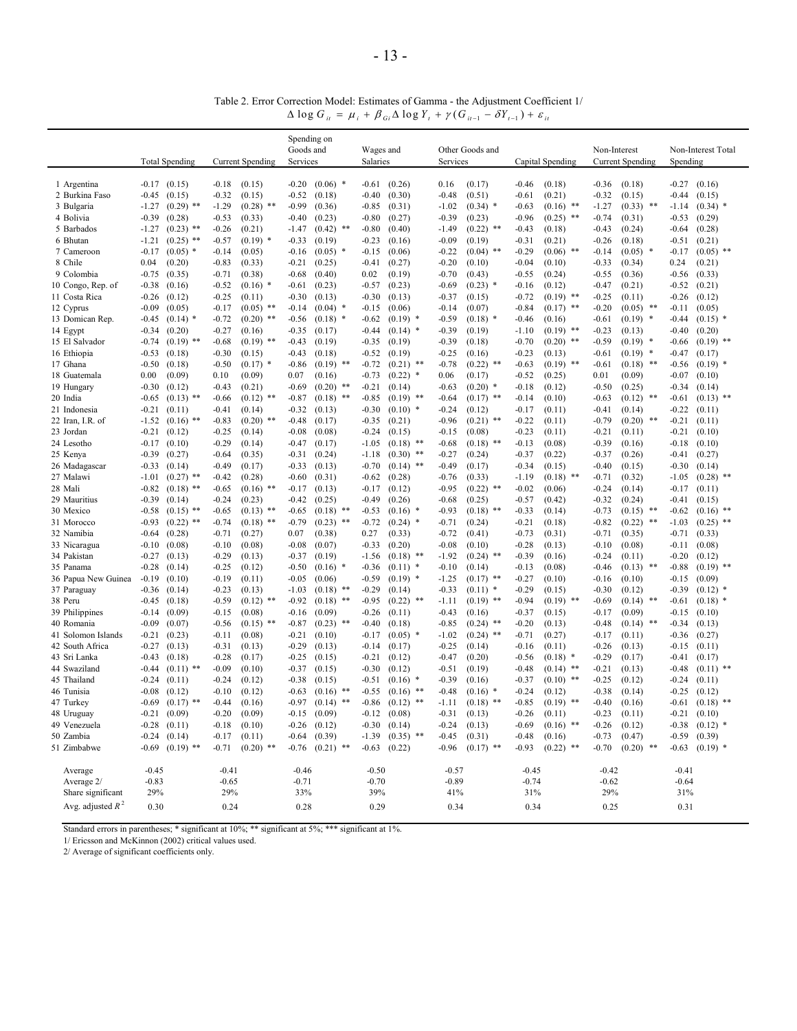Table 2. Error Correction Model: Estimates of Gamma - the Adjustment Coefficient 1/

$$\Delta \log G_{it} = \mu_i + \beta_{Gi} \Delta \log Y_t + \gamma (G_{it-1} - \delta Y_{t-1}) + \varepsilon_{it}$$

| | Total Spending | Current Spending | Spending on Goods and Services | Wages and Salaries | Other Goods and Services | Capital Spending | Non-Interest Current Spending | Non-Interest Total Spending |
|---|---|---|---|---|---|---|---|---|
| 1 Argentina | -0.17 (0.15) | -0.18 (0.15) | -0.20 (0.06) * | -0.61 (0.26) | 0.16 (0.17) | -0.46 (0.18) | -0.36 (0.18) | -0.27 (0.16) |
| 2 Burkina Faso | -0.45 (0.15) | -0.32 (0.15) | -0.52 (0.18) | -0.40 (0.30) | -0.48 (0.51) | -0.61 (0.21) | -0.32 (0.15) | -0.44 (0.15) |
| 3 Bulgaria | -1.27 (0.29) ** | -1.29 (0.28) ** | -0.99 (0.36) | -0.85 (0.31) | -1.02 (0.34) * | -0.63 (0.16) ** | -1.27 (0.33) ** | -1.14 (0.34) * |
| 4 Bolivia | -0.39 (0.28) | -0.53 (0.33) | -0.40 (0.23) | -0.80 (0.27) | -0.39 (0.23) | -0.96 (0.25) ** | -0.74 (0.31) | -0.53 (0.29) |
| 5 Barbados | -1.27 (0.23) ** | -0.26 (0.21) | -1.47 (0.42) ** | -0.80 (0.40) | -1.49 (0.22) ** | -0.43 (0.18) | -0.43 (0.24) | -0.64 (0.28) |
| 6 Bhutan | -1.21 (0.25) ** | -0.57 (0.19) * | -0.33 (0.19) | -0.23 (0.16) | -0.09 (0.19) | -0.31 (0.21) | -0.26 (0.18) | -0.51 (0.21) |
| 7 Cameroon | -0.17 (0.05) * | -0.14 (0.05) | -0.16 (0.05) * | -0.15 (0.06) | -0.22 (0.04) ** | -0.29 (0.06) ** | -0.14 (0.05) * | -0.17 (0.05) ** |
| 8 Chile | 0.04 (0.20) | -0.83 (0.33) | -0.21 (0.25) | -0.41 (0.27) | -0.20 (0.10) | -0.04 (0.10) | -0.33 (0.34) | 0.24 (0.21) |
| 9 Colombia | -0.75 (0.35) | -0.71 (0.38) | -0.68 (0.40) | 0.02 (0.19) | -0.70 (0.43) | -0.55 (0.24) | -0.55 (0.36) | -0.56 (0.33) |
| 10 Congo, Rep. of | -0.38 (0.16) | -0.52 (0.16) * | -0.61 (0.23) | -0.57 (0.23) | -0.69 (0.23) * | -0.16 (0.12) | -0.47 (0.21) | -0.52 (0.21) |
| 11 Costa Rica | -0.26 (0.12) | -0.25 (0.11) | -0.30 (0.13) | -0.30 (0.13) | -0.37 (0.15) | -0.72 (0.19) ** | -0.25 (0.11) | -0.26 (0.12) |
| 12 Cyprus | -0.09 (0.05) | -0.17 (0.05) ** | -0.14 (0.04) * | -0.15 (0.06) | -0.14 (0.07) | -0.84 (0.17) ** | -0.20 (0.05) ** | -0.11 (0.05) |
| 13 Domican Rep. | -0.45 (0.14) * | -0.72 (0.20) ** | -0.56 (0.18) * | -0.62 (0.19) * | -0.59 (0.18) * | -0.46 (0.16) | -0.61 (0.19) * | -0.44 (0.15) * |
| 14 Egypt | -0.34 (0.20) | -0.27 (0.16) | -0.35 (0.17) | -0.44 (0.14) * | -0.39 (0.19) | -1.10 (0.19) ** | -0.23 (0.13) | -0.40 (0.20) |
| 15 El Salvador | -0.74 (0.19) ** | -0.68 (0.19) ** | -0.43 (0.19) | -0.35 (0.19) | -0.39 (0.18) | -0.70 (0.20) ** | -0.59 (0.19) * | -0.66 (0.19) ** |
| 16 Ethiopia | -0.53 (0.18) | -0.30 (0.15) | -0.43 (0.18) | -0.52 (0.19) | -0.25 (0.16) | -0.23 (0.13) | -0.61 (0.19) * | -0.47 (0.17) |
| 17 Ghana | -0.50 (0.18) | -0.50 (0.17) * | -0.86 (0.19) ** | -0.72 (0.21) ** | -0.78 (0.22) ** | -0.63 (0.19) ** | -0.61 (0.18) ** | -0.56 (0.19) * |
| 18 Guatemala | 0.00 (0.09) | 0.10 (0.09) | 0.07 (0.16) | -0.73 (0.22) * | 0.06 (0.17) | -0.52 (0.25) | 0.01 (0.09) | -0.07 (0.10) |
| 19 Hungary | -0.30 (0.12) | -0.43 (0.21) | -0.69 (0.20) ** | -0.21 (0.14) | -0.63 (0.20) * | -0.18 (0.12) | -0.50 (0.25) | -0.34 (0.14) |
| 20 India | -0.65 (0.13) ** | -0.66 (0.12) ** | -0.87 (0.18) ** | -0.85 (0.19) ** | -0.64 (0.17) ** | -0.14 (0.10) | -0.63 (0.12) ** | -0.61 (0.13) ** |
| 21 Indonesia | -0.21 (0.11) | -0.41 (0.14) | -0.32 (0.13) | -0.30 (0.10) * | -0.24 (0.12) | -0.17 (0.11) | -0.41 (0.14) | -0.22 (0.11) |
| 22 Iran, I.R. of | -1.52 (0.16) ** | -0.83 (0.20) ** | -0.48 (0.17) | -0.35 (0.21) | -0.96 (0.21) ** | -0.22 (0.11) | -0.79 (0.20) ** | -0.21 (0.11) |
| 23 Jordan | -0.21 (0.12) | -0.25 (0.14) | -0.08 (0.08) | -0.24 (0.15) | -0.15 (0.08) | -0.23 (0.11) | -0.21 (0.11) | -0.21 (0.10) |
| 24 Lesotho | -0.17 (0.10) | -0.29 (0.14) | -0.47 (0.17) | -1.05 (0.18) ** | -0.68 (0.18) ** | -0.13 (0.08) | -0.39 (0.16) | -0.18 (0.10) |
| 25 Kenya | -0.39 (0.27) | -0.64 (0.35) | -0.31 (0.24) | -1.18 (0.30) ** | -0.27 (0.24) | -0.37 (0.22) | -0.37 (0.26) | -0.41 (0.27) |
| 26 Madagascar | -0.33 (0.14) | -0.49 (0.17) | -0.33 (0.13) | -0.70 (0.14) ** | -0.49 (0.17) | -0.34 (0.15) | -0.40 (0.15) | -0.30 (0.14) |
| 27 Malawi | -1.01 (0.27) ** | -0.42 (0.28) | -0.60 (0.31) | -0.62 (0.28) | -0.76 (0.33) | -1.19 (0.18) ** | -0.71 (0.32) | -1.05 (0.28) ** |
| 28 Mali | -0.82 (0.18) ** | -0.65 (0.16) ** | -0.17 (0.13) | -0.17 (0.12) | -0.95 (0.22) ** | -0.02 (0.06) | -0.24 (0.14) | -0.17 (0.11) |
| 29 Mauritius | -0.39 (0.14) | -0.24 (0.23) | -0.42 (0.25) | -0.49 (0.26) | -0.68 (0.25) | -0.57 (0.42) | -0.32 (0.24) | -0.41 (0.15) |
| 30 Mexico | -0.58 (0.15) ** | -0.65 (0.13) ** | -0.65 (0.18) ** | -0.53 (0.16) * | -0.93 (0.18) ** | -0.33 (0.14) | -0.73 (0.15) ** | -0.62 (0.16) ** |
| 31 Morocco | -0.93 (0.22) ** | -0.74 (0.18) ** | -0.79 (0.23) ** | -0.72 (0.24) * | -0.71 (0.24) | -0.21 (0.18) | -0.82 (0.22) ** | -1.03 (0.25) ** |
| 32 Namibia | -0.64 (0.28) | -0.71 (0.27) | 0.07 (0.38) | 0.27 (0.33) | -0.72 (0.41) | -0.73 (0.31) | -0.71 (0.35) | -0.71 (0.33) |
| 33 Nicaragua | -0.10 (0.08) | -0.10 (0.08) | -0.08 (0.07) | -0.33 (0.20) | -0.08 (0.10) | -0.28 (0.13) | -0.10 (0.08) | -0.11 (0.08) |
| 34 Pakistan | -0.27 (0.13) | -0.29 (0.13) | -0.37 (0.19) | -1.56 (0.18) ** | -1.92 (0.24) ** | -0.39 (0.16) | -0.24 (0.11) | -0.20 (0.12) |
| 35 Panama | -0.28 (0.14) | -0.25 (0.12) | -0.50 (0.16) * | -0.36 (0.11) * | -0.10 (0.14) | -0.13 (0.08) | -0.46 (0.13) ** | -0.88 (0.19) ** |
| 36 Papua New Guinea | -0.19 (0.10) | -0.19 (0.11) | -0.05 (0.06) | -0.59 (0.19) * | -1.25 (0.17) ** | -0.27 (0.10) | -0.16 (0.10) | -0.15 (0.09) |
| 37 Paraguay | -0.36 (0.14) | -0.23 (0.13) | -1.03 (0.18) ** | -0.29 (0.14) | -0.33 (0.11) * | -0.29 (0.15) | -0.30 (0.12) | -0.39 (0.12) * |
| 38 Peru | -0.45 (0.18) | -0.59 (0.12) ** | -0.92 (0.18) ** | -0.95 (0.22) ** | -1.11 (0.19) ** | -0.94 (0.19) ** | -0.69 (0.14) ** | -0.61 (0.18) * |
| 39 Philippines | -0.14 (0.09) | -0.15 (0.08) | -0.16 (0.09) | -0.26 (0.11) | -0.43 (0.16) | -0.37 (0.15) | -0.17 (0.09) | -0.15 (0.10) |
| 40 Romania | -0.09 (0.07) | -0.56 (0.15) ** | -0.87 (0.23) ** | -0.40 (0.18) | -0.85 (0.24) ** | -0.20 (0.13) | -0.48 (0.14) ** | -0.34 (0.13) |
| 41 Solomon Islands | -0.21 (0.23) | -0.11 (0.08) | -0.21 (0.10) | -0.17 (0.05) * | -1.02 (0.24) ** | -0.71 (0.27) | -0.17 (0.11) | -0.36 (0.27) |
| 42 South Africa | -0.27 (0.13) | -0.31 (0.13) | -0.29 (0.13) | -0.14 (0.17) | -0.25 (0.14) | -0.16 (0.11) | -0.26 (0.13) | -0.15 (0.11) |
| 43 Sri Lanka | -0.43 (0.18) | -0.28 (0.17) | -0.25 (0.15) | -0.21 (0.12) | -0.47 (0.20) | -0.56 (0.18) * | -0.29 (0.17) | -0.41 (0.17) |
| 44 Swaziland | -0.44 (0.11) ** | -0.09 (0.10) | -0.37 (0.15) | -0.30 (0.12) | -0.51 (0.19) | -0.48 (0.14) ** | -0.21 (0.13) | -0.48 (0.11) ** |
| 45 Thailand | -0.24 (0.11) | -0.24 (0.12) | -0.38 (0.15) | -0.51 (0.16) * | -0.39 (0.16) | -0.37 (0.10) ** | -0.25 (0.12) | -0.24 (0.11) |
| 46 Tunisia | -0.08 (0.12) | -0.10 (0.12) | -0.63 (0.16) ** | -0.55 (0.16) ** | -0.48 (0.16) * | -0.24 (0.12) | -0.38 (0.14) | -0.25 (0.12) |
| 47 Turkey | -0.69 (0.17) ** | -0.44 (0.16) | -0.97 (0.14) ** | -0.86 (0.12) ** | -1.11 (0.18) ** | -0.85 (0.19) ** | -0.40 (0.16) | -0.61 (0.18) ** |
| 48 Uruguay | -0.21 (0.09) | -0.20 (0.09) | -0.15 (0.09) | -0.12 (0.08) | -0.31 (0.13) | -0.26 (0.11) | -0.23 (0.11) | -0.21 (0.10) |
| 49 Venezuela | -0.28 (0.11) | -0.18 (0.10) | -0.26 (0.12) | -0.30 (0.14) | -0.24 (0.13) | -0.69 (0.16) ** | -0.26 (0.12) | -0.38 (0.12) * |
| 50 Zambia | -0.24 (0.14) | -0.17 (0.11) | -0.64 (0.39) | -1.39 (0.35) ** | -0.45 (0.31) | -0.48 (0.16) | -0.73 (0.47) | -0.59 (0.39) |
| 51 Zimbabwe | -0.69 (0.19) ** | -0.71 (0.20) ** | -0.76 (0.21) ** | -0.63 (0.22) | -0.96 (0.17) ** | -0.93 (0.22) ** | -0.70 (0.20) ** | -0.63 (0.19) * |
| Average | -0.45 | -0.41 | -0.46 | -0.50 | -0.57 | -0.45 | -0.42 | -0.41 |
| Average 2/ | -0.83 | -0.65 | -0.71 | -0.70 | -0.89 | -0.74 | -0.62 | -0.64 |
| Share significant | 29% | 29% | 33% | 39% | 41% | 31% | 29% | 31% |
| Avg. adjusted $R^2$ | 0.30 | 0.24 | 0.28 | 0.29 | 0.34 | 0.34 | 0.25 | 0.31 |

Standard errors in parentheses; * significant at 10%; ** significant at 5%; *** significant at 1%.

1/ Ericsson and McKinnon (2002) critical values used.

2/ Average of significant coefficients only.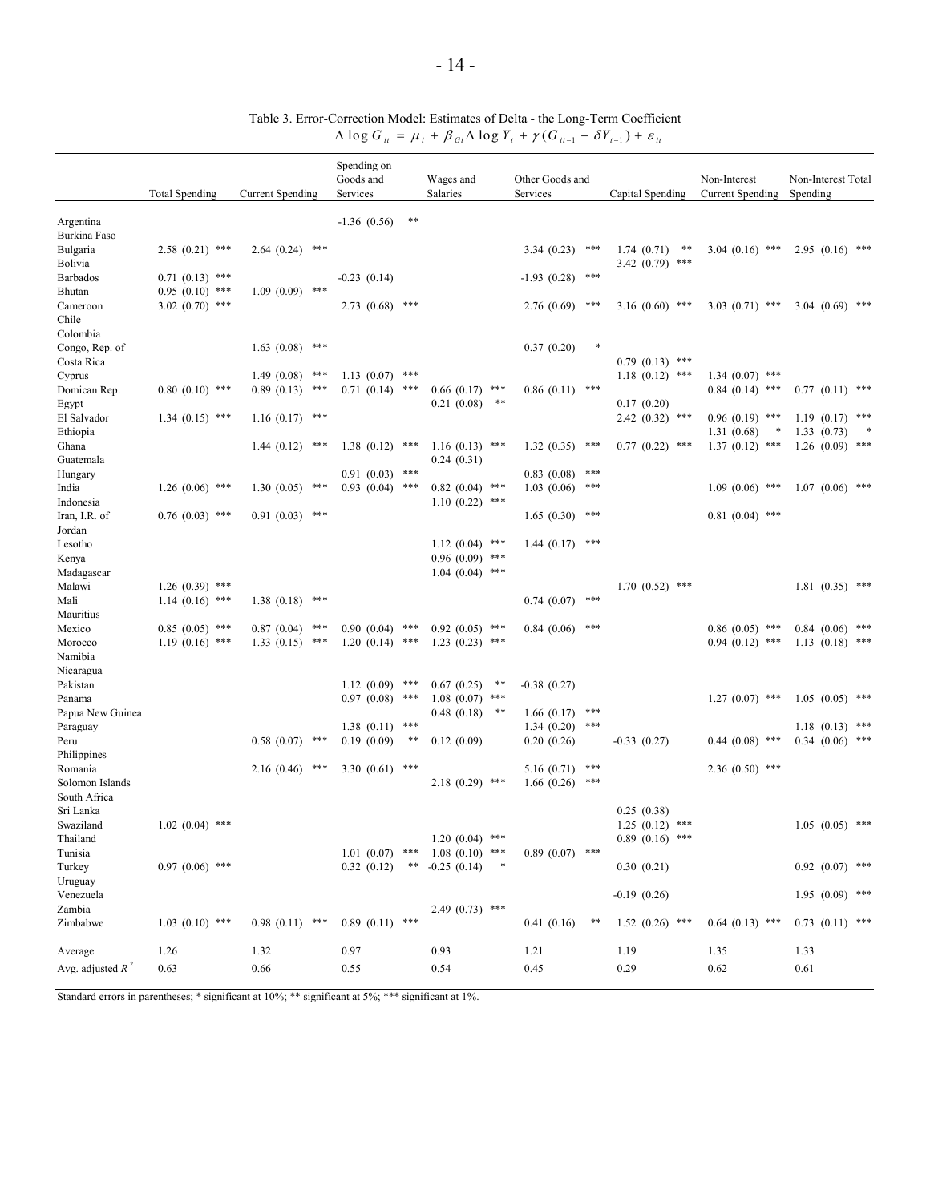Table 3. Error-Correction Model: Estimates of Delta - the Long-Term Coefficient

$$\Delta \log G_{it} = \mu_i + \beta_{Gi} \Delta \log Y_t + \gamma (G_{it-1} - \delta Y_{t-1}) + \varepsilon_{it}$$

| | Total Spending | Current Spending | Spending on Goods and Services | Wages and Salaries | Other Goods and Services | Capital Spending | Non-Interest Current Spending | Non-Interest Total Spending |
|---|---|---|---|---|---|---|---|---|
| Argentina | | | -1.36 (0.56) ** | | | | | |
| Burkina Faso | | | | | | | | |
| Bulgaria | 2.58 (0.21) *** | 2.64 (0.24) *** | | | 3.34 (0.23) *** | 1.74 (0.71) ** | 3.04 (0.16) *** | 2.95 (0.16) *** |
| Bolivia | | | | | | 3.42 (0.79) *** | | |
| Barbados | 0.71 (0.13) *** | | -0.23 (0.14) | | -1.93 (0.28) *** | | | |
| Bhutan | 0.95 (0.10) *** | 1.09 (0.09) *** | | | | | | |
| Cameroon | 3.02 (0.70) *** | | 2.73 (0.68) *** | | 2.76 (0.69) *** | 3.16 (0.60) *** | 3.03 (0.71) *** | 3.04 (0.69) *** |
| Chile | | | | | | | | |
| Colombia | | | | | | | | |
| Congo, Rep. of | | 1.63 (0.08) *** | | | 0.37 (0.20) * | | | |
| Costa Rica | | | | | | 0.79 (0.13) *** | | |
| Cyprus | | 1.49 (0.08) *** | 1.13 (0.07) *** | | | 1.18 (0.12) *** | 1.34 (0.07) *** | |
| Domican Rep. | 0.80 (0.10) *** | 0.89 (0.13) *** | 0.71 (0.14) *** | 0.66 (0.17) *** | 0.86 (0.11) *** | | 0.84 (0.14) *** | 0.77 (0.11) *** |
| Egypt | | | | 0.21 (0.08) ** | | 0.17 (0.20) | | |
| El Salvador | 1.34 (0.15) *** | 1.16 (0.17) *** | | | | 2.42 (0.32) *** | 0.96 (0.19) *** | 1.19 (0.17) *** |
| Ethiopia | | | | | | | 1.31 (0.68) * | 1.33 (0.73) * |
| Ghana | | 1.44 (0.12) *** | 1.38 (0.12) *** | 1.16 (0.13) *** | 1.32 (0.35) *** | 0.77 (0.22) *** | 1.37 (0.12) *** | 1.26 (0.09) *** |
| Guatemala | | | | 0.24 (0.31) | | | | |
| Hungary | | | 0.91 (0.03) *** | | 0.83 (0.08) *** | | | |
| India | 1.26 (0.06) *** | 1.30 (0.05) *** | 0.93 (0.04) *** | 0.82 (0.04) *** | 1.03 (0.06) *** | | 1.09 (0.06) *** | 1.07 (0.06) *** |
| Indonesia | | | | 1.10 (0.22) *** | | | | |
| Iran, I.R. of | 0.76 (0.03) *** | 0.91 (0.03) *** | | | 1.65 (0.30) *** | | 0.81 (0.04) *** | |
| Jordan | | | | | | | | |
| Lesotho | | | | 1.12 (0.04) *** | 1.44 (0.17) *** | | | |
| Kenya | | | | 0.96 (0.09) *** | | | | |
| Madagascar | | | | 1.04 (0.04) *** | | | | |
| Malawi | 1.26 (0.39) *** | | | | | 1.70 (0.52) *** | | 1.81 (0.35) *** |
| Mali | 1.14 (0.16) *** | 1.38 (0.18) *** | | | 0.74 (0.07) *** | | | |
| Mauritius | | | | | | | | |
| Mexico | 0.85 (0.05) *** | 0.87 (0.04) *** | 0.90 (0.04) *** | 0.92 (0.05) *** | 0.84 (0.06) *** | | 0.86 (0.05) *** | 0.84 (0.06) *** |
| Morocco | 1.19 (0.16) *** | 1.33 (0.15) *** | 1.20 (0.14) *** | 1.23 (0.23) *** | | | 0.94 (0.12) *** | 1.13 (0.18) *** |
| Namibia | | | | | | | | |
| Nicaragua | | | | | | | | |
| Pakistan | | | 1.12 (0.09) *** | 0.67 (0.25) ** | -0.38 (0.27) | | | |
| Panama | | | 0.97 (0.08) *** | 1.08 (0.07) *** | | | 1.27 (0.07) *** | 1.05 (0.05) *** |
| Papua New Guinea | | | | 0.48 (0.18) ** | 1.66 (0.17) *** | | | |
| Paraguay | | | 1.38 (0.11) *** | | 1.34 (0.20) *** | | | 1.18 (0.13) *** |
| Peru | | 0.58 (0.07) *** | 0.19 (0.09) ** | 0.12 (0.09) | 0.20 (0.26) | -0.33 (0.27) | 0.44 (0.08) *** | 0.34 (0.06) *** |
| Philippines | | | | | | | | |
| Romania | | 2.16 (0.46) *** | 3.30 (0.61) *** | | 5.16 (0.71) *** | | 2.36 (0.50) *** | |
| Solomon Islands | | | | 2.18 (0.29) *** | 1.66 (0.26) *** | | | |
| South Africa | | | | | | | | |
| Sri Lanka | | | | | | 0.25 (0.38) | | |
| Swaziland | 1.02 (0.04) *** | | | | | 1.25 (0.12) *** | | 1.05 (0.05) *** |
| Thailand | | | | 1.20 (0.04) *** | | 0.89 (0.16) *** | | |
| Tunisia | | | 1.01 (0.07) *** | 1.08 (0.10) *** | 0.89 (0.07) *** | | | |
| Turkey | 0.97 (0.06) *** | | 0.32 (0.12) ** | -0.25 (0.14) * | | 0.30 (0.21) | | 0.92 (0.07) *** |
| Uruguay | | | | | | | | |
| Venezuela | | | | | | -0.19 (0.26) | | 1.95 (0.09) *** |
| Zambia | | | | 2.49 (0.73) *** | | | | |
| Zimbabwe | 1.03 (0.10) *** | 0.98 (0.11) *** | 0.89 (0.11) *** | | 0.41 (0.16) ** | 1.52 (0.26) *** | 0.64 (0.13) *** | 0.73 (0.11) *** |
| Average | 1.26 | 1.32 | 0.97 | 0.93 | 1.21 | 1.19 | 1.35 | 1.33 |
| Avg. adjusted $R^2$ | 0.63 | 0.66 | 0.55 | 0.54 | 0.45 | 0.29 | 0.62 | 0.61 |

Standard errors in parentheses; * significant at 10%; ** significant at 5%; *** significant at 1%.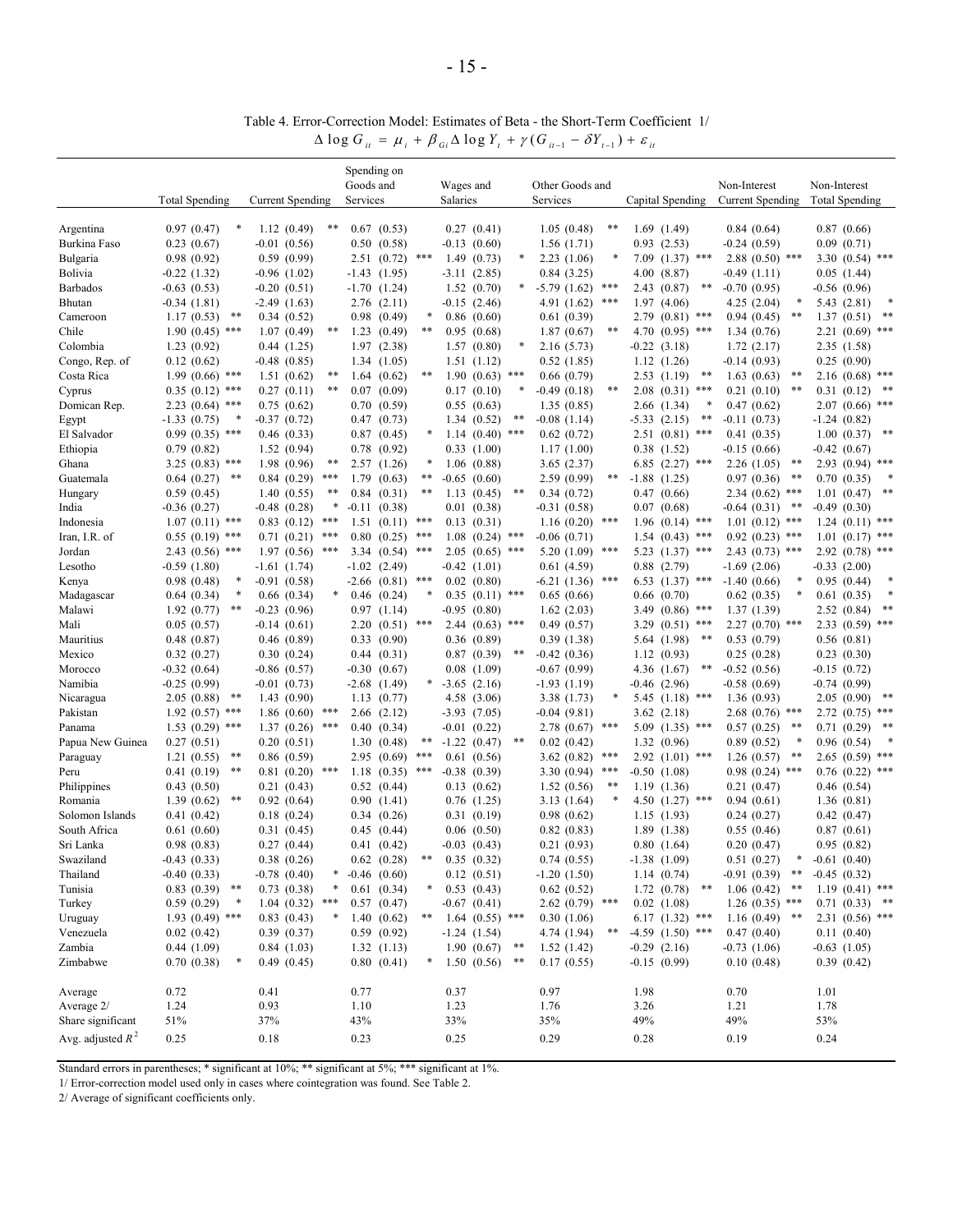Table 4. Error-Correction Model: Estimates of Beta - the Short-Term Coefficient 1/

$$\Delta \log G_{it} = \mu_i + \beta_{Gi} \Delta \log Y_t + \gamma (G_{it-1} - \delta Y_{t-1}) + \varepsilon_{it}$$

| | Total Spending | Current Spending | Spending on Goods and Services | Wages and Salaries | Other Goods and Services | Capital Spending | Non-Interest Current Spending | Non-Interest Total Spending |
|---|---|---|---|---|---|---|---|---|
| Argentina | 0.97 (0.47) * | 1.12 (0.49) ** | 0.67 (0.53) | 0.27 (0.41) | 1.05 (0.48) ** | 1.69 (1.49) | 0.84 (0.64) | 0.87 (0.66) |
| Burkina Faso | 0.23 (0.67) | -0.01 (0.56) | 0.50 (0.58) | -0.13 (0.60) | 1.56 (1.71) | 0.93 (2.53) | -0.24 (0.59) | 0.09 (0.71) |
| Bulgaria | 0.98 (0.92) | 0.59 (0.99) | 2.51 (0.72) *** | 1.49 (0.73) * | 2.23 (1.06) * | 7.09 (1.37) *** | 2.88 (0.50) *** | 3.30 (0.54) *** |
| Bolivia | -0.22 (1.32) | -0.96 (1.02) | -1.43 (1.95) | -3.11 (2.85) | 0.84 (3.25) | 4.00 (8.87) | -0.49 (1.11) | 0.05 (1.44) |
| Barbados | -0.63 (0.53) | -0.20 (0.51) | -1.70 (1.24) | 1.52 (0.70) * | -5.79 (1.62) *** | 2.43 (0.87) ** | -0.70 (0.95) | -0.56 (0.96) |
| Bhutan | -0.34 (1.81) | -2.49 (1.63) | 2.76 (2.11) | -0.15 (2.46) | 4.91 (1.62) *** | 1.97 (4.06) | 4.25 (2.04) * | 5.43 (2.81) * |
| Cameroon | 1.17 (0.53) ** | 0.34 (0.52) | 0.98 (0.49) * | 0.86 (0.60) | 0.61 (0.39) | 2.79 (0.81) *** | 0.94 (0.45) ** | 1.37 (0.51) ** |
| Chile | 1.90 (0.45) *** | 1.07 (0.49) ** | 1.23 (0.49) ** | 0.95 (0.68) | 1.87 (0.67) ** | 4.70 (0.95) *** | 1.34 (0.76) | 2.21 (0.69) *** |
| Colombia | 1.23 (0.92) | 0.44 (1.25) | 1.97 (2.38) | 1.57 (0.80) * | 2.16 (5.73) | -0.22 (3.18) | 1.72 (2.17) | 2.35 (1.58) |
| Congo, Rep. of | 0.12 (0.62) | -0.48 (0.85) | 1.34 (1.05) | 1.51 (1.12) | 0.52 (1.85) | 1.12 (1.26) | -0.14 (0.93) | 0.25 (0.90) |
| Costa Rica | 1.99 (0.66) *** | 1.51 (0.62) ** | 1.64 (0.62) ** | 1.90 (0.63) *** | 0.66 (0.79) | 2.53 (1.19) ** | 1.63 (0.63) ** | 2.16 (0.68) *** |
| Cyprus | 0.35 (0.12) *** | 0.27 (0.11) ** | 0.07 (0.09) | 0.17 (0.10) * | -0.49 (0.18) ** | 2.08 (0.31) *** | 0.21 (0.10) ** | 0.31 (0.12) ** |
| Domican Rep. | 2.23 (0.64) *** | 0.75 (0.62) | 0.70 (0.59) | 0.55 (0.63) | 1.35 (0.85) | 2.66 (1.34) * | 0.47 (0.62) | 2.07 (0.66) *** |
| Egypt | -1.33 (0.75) * | -0.37 (0.72) | 0.47 (0.73) | 1.34 (0.52) ** | -0.08 (1.14) | -5.33 (2.15) ** | -0.11 (0.73) | -1.24 (0.82) |
| El Salvador | 0.99 (0.35) *** | 0.46 (0.33) | 0.87 (0.45) * | 1.14 (0.40) *** | 0.62 (0.72) | 2.51 (0.81) *** | 0.41 (0.35) | 1.00 (0.37) ** |
| Ethiopia | 0.79 (0.82) | 1.52 (0.94) | 0.78 (0.92) | 0.33 (1.00) | 1.17 (1.00) | 0.38 (1.52) | -0.15 (0.66) | -0.42 (0.67) |
| Ghana | 3.25 (0.83) *** | 1.98 (0.96) ** | 2.57 (1.26) * | 1.06 (0.88) | 3.65 (2.37) | 6.85 (2.27) *** | 2.26 (1.05) ** | 2.93 (0.94) *** |
| Guatemala | 0.64 (0.27) ** | 0.84 (0.29) *** | 1.79 (0.63) ** | -0.65 (0.60) | 2.59 (0.99) ** | -1.88 (1.25) | 0.97 (0.36) ** | 0.70 (0.35) * |
| Hungary | 0.59 (0.45) | 1.40 (0.55) ** | 0.84 (0.31) ** | 1.13 (0.45) ** | 0.34 (0.72) | 0.47 (0.66) | 2.34 (0.62) *** | 1.01 (0.47) ** |
| India | -0.36 (0.27) | -0.48 (0.28) * | -0.11 (0.38) | 0.01 (0.38) | -0.31 (0.58) | 0.07 (0.68) | -0.64 (0.31) ** | -0.49 (0.30) |
| Indonesia | 1.07 (0.11) *** | 0.83 (0.12) *** | 1.51 (0.11) *** | 0.13 (0.31) | 1.16 (0.20) *** | 1.96 (0.14) *** | 1.01 (0.12) *** | 1.24 (0.11) *** |
| Iran, I.R. of | 0.55 (0.19) *** | 0.71 (0.21) *** | 0.80 (0.25) *** | 1.08 (0.24) *** | -0.06 (0.71) | 1.54 (0.43) *** | 0.92 (0.23) *** | 1.01 (0.17) *** |
| Jordan | 2.43 (0.56) *** | 1.97 (0.56) *** | 3.34 (0.54) *** | 2.05 (0.65) *** | 5.20 (1.09) *** | 5.23 (1.37) *** | 2.43 (0.73) *** | 2.92 (0.78) *** |
| Lesotho | -0.59 (1.80) | -1.61 (1.74) | -1.02 (2.49) | -0.42 (1.01) | 0.61 (4.59) | 0.88 (2.79) | -1.69 (2.06) | -0.33 (2.00) |
| Kenya | 0.98 (0.48) * | -0.91 (0.58) | -2.66 (0.81) *** | 0.02 (0.80) | -6.21 (1.36) *** | 6.53 (1.37) *** | -1.40 (0.66) * | 0.95 (0.44) * |
| Madagascar | 0.64 (0.34) * | 0.66 (0.34) * | 0.46 (0.24) * | 0.35 (0.11) *** | 0.65 (0.66) | 0.66 (0.70) | 0.62 (0.35) * | 0.61 (0.35) * |
| Malawi | 1.92 (0.77) ** | -0.23 (0.96) | 0.97 (1.14) | -0.95 (0.80) | 1.62 (2.03) | 3.49 (0.86) *** | 1.37 (1.39) | 2.52 (0.84) ** |
| Mali | 0.05 (0.57) | -0.14 (0.61) | 2.20 (0.51) *** | 2.44 (0.63) *** | 0.49 (0.57) | 3.29 (0.51) *** | 2.27 (0.70) *** | 2.33 (0.59) *** |
| Mauritius | 0.48 (0.87) | 0.46 (0.89) | 0.33 (0.90) | 0.36 (0.89) | 0.39 (1.38) | 5.64 (1.98) ** | 0.53 (0.79) | 0.56 (0.81) |
| Mexico | 0.32 (0.27) | 0.30 (0.24) | 0.44 (0.31) | 0.87 (0.39) ** | -0.42 (0.36) | 1.12 (0.93) | 0.25 (0.28) | 0.23 (0.30) |
| Morocco | -0.32 (0.64) | -0.86 (0.57) | -0.30 (0.67) | 0.08 (1.09) | -0.67 (0.99) | 4.36 (1.67) ** | -0.52 (0.56) | -0.15 (0.72) |
| Namibia | -0.25 (0.99) | -0.01 (0.73) | -2.68 (1.49) * | -3.65 (2.16) | -1.93 (1.19) | -0.46 (2.96) | -0.58 (0.69) | -0.74 (0.99) |
| Nicaragua | 2.05 (0.88) ** | 1.43 (0.90) | 1.13 (0.77) | 4.58 (3.06) | 3.38 (1.73) * | 5.45 (1.18) *** | 1.36 (0.93) | 2.05 (0.90) ** |
| Pakistan | 1.92 (0.57) *** | 1.86 (0.60) *** | 2.66 (2.12) | -3.93 (7.05) | -0.04 (9.81) | 3.62 (2.18) | 2.68 (0.76) *** | 2.72 (0.75) *** |
| Panama | 1.53 (0.29) *** | 1.37 (0.26) *** | 0.40 (0.34) | -0.01 (0.22) | 2.78 (0.67) *** | 5.09 (1.35) *** | 0.57 (0.25) ** | 0.71 (0.29) ** |
| Papua New Guinea | 0.27 (0.51) | 0.20 (0.51) | 1.30 (0.48) ** | -1.22 (0.47) ** | 0.02 (0.42) | 1.32 (0.96) | 0.89 (0.52) * | 0.96 (0.54) * |
| Paraguay | 1.21 (0.55) ** | 0.86 (0.59) | 2.95 (0.69) *** | 0.61 (0.56) | 3.62 (0.82) *** | 2.92 (1.01) *** | 1.26 (0.57) ** | 2.65 (0.59) *** |
| Peru | 0.41 (0.19) ** | 0.81 (0.20) *** | 1.18 (0.35) *** | -0.38 (0.39) | 3.30 (0.94) *** | -0.50 (1.08) | 0.98 (0.24) *** | 0.76 (0.22) *** |
| Philippines | 0.43 (0.50) | 0.21 (0.43) | 0.52 (0.44) | 0.13 (0.62) | 1.52 (0.56) ** | 1.19 (1.36) | 0.21 (0.47) | 0.46 (0.54) |
| Romania | 1.39 (0.62) ** | 0.92 (0.64) | 0.90 (1.41) | 0.76 (1.25) | 3.13 (1.64) * | 4.50 (1.27) *** | 0.94 (0.61) | 1.36 (0.81) |
| Solomon Islands | 0.41 (0.42) | 0.18 (0.24) | 0.34 (0.26) | 0.31 (0.19) | 0.98 (0.62) | 1.15 (1.93) | 0.24 (0.27) | 0.42 (0.47) |
| South Africa | 0.61 (0.60) | 0.31 (0.45) | 0.45 (0.44) | 0.06 (0.50) | 0.82 (0.83) | 1.89 (1.38) | 0.55 (0.46) | 0.87 (0.61) |
| Sri Lanka | 0.98 (0.83) | 0.27 (0.44) | 0.41 (0.42) | -0.03 (0.43) | 0.21 (0.93) | 0.80 (1.64) | 0.20 (0.47) | 0.95 (0.82) |
| Swaziland | -0.43 (0.33) | 0.38 (0.26) | 0.62 (0.28) ** | 0.35 (0.32) | 0.74 (0.55) | -1.38 (1.09) | 0.51 (0.27) * | -0.61 (0.40) |
| Thailand | -0.40 (0.33) | -0.78 (0.40) * | -0.46 (0.60) | 0.12 (0.51) | -1.20 (1.50) | 1.14 (0.74) | -0.91 (0.39) ** | -0.45 (0.32) |
| Tunisia | 0.83 (0.39) ** | 0.73 (0.38) * | 0.61 (0.34) * | 0.53 (0.43) | 0.62 (0.52) | 1.72 (0.78) ** | 1.06 (0.42) ** | 1.19 (0.41) *** |
| Turkey | 0.59 (0.29) * | 1.04 (0.32) *** | 0.57 (0.47) | -0.67 (0.41) | 2.62 (0.79) *** | 0.02 (1.08) | 1.26 (0.35) *** | 0.71 (0.33) ** |
| Uruguay | 1.93 (0.49) *** | 0.83 (0.43) * | 1.40 (0.62) ** | 1.64 (0.55) *** | 0.30 (1.06) | 6.17 (1.32) *** | 1.16 (0.49) ** | 2.31 (0.56) *** |
| Venezuela | 0.02 (0.42) | 0.39 (0.37) | 0.59 (0.92) | -1.24 (1.54) | 4.74 (1.94) ** | -4.59 (1.50) *** | 0.47 (0.40) | 0.11 (0.40) |
| Zambia | 0.44 (1.09) | 0.84 (1.03) | 1.32 (1.13) | 1.90 (0.67) ** | 1.52 (1.42) | -0.29 (2.16) | -0.73 (1.06) | -0.63 (1.05) |
| Zimbabwe | 0.70 (0.38) * | 0.49 (0.45) | 0.80 (0.41) * | 1.50 (0.56) ** | 0.17 (0.55) | -0.15 (0.99) | 0.10 (0.48) | 0.39 (0.42) |
| Average | 0.72 | 0.41 | 0.77 | 0.37 | 0.97 | 1.98 | 0.70 | 1.01 |
| Average 2/ | 1.24 | 0.93 | 1.10 | 1.23 | 1.76 | 3.26 | 1.21 | 1.78 |
| Share significant | 51% | 37% | 43% | 33% | 35% | 49% | 49% | 53% |
| Avg. adjusted $R^2$ | 0.25 | 0.18 | 0.23 | 0.25 | 0.29 | 0.28 | 0.19 | 0.24 |

Standard errors in parentheses; * significant at 10%; ** significant at 5%; *** significant at 1%.

1/ Error-correction model used only in cases where cointegration was found. See Table 2.

2/ Average of significant coefficients only.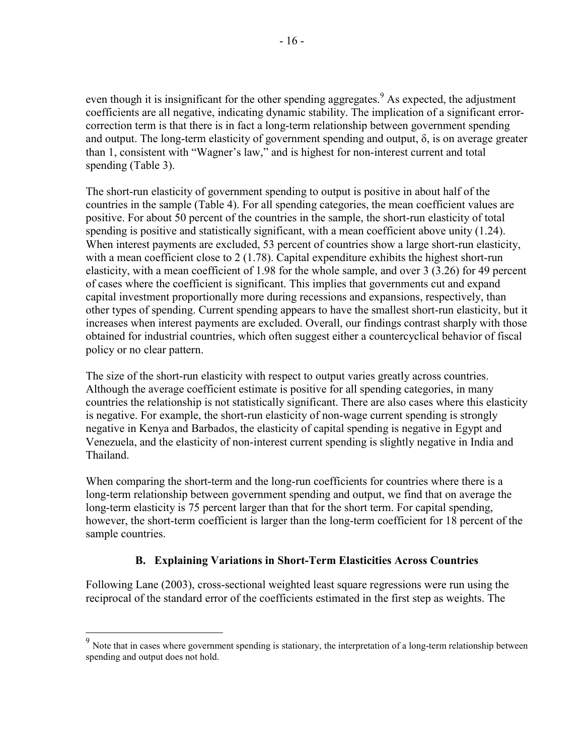even though it is insignificant for the other spending aggregates.[9] As expected, the adjustment coefficients are all negative, indicating dynamic stability. The implication of a significant error-correction term is that there is in fact a long-term relationship between government spending and output. The long-term elasticity of government spending and output, $\delta$, is on average greater than 1, consistent with "Wagner's law," and is highest for non-interest current and total spending (Table 3).

The short-run elasticity of government spending to output is positive in about half of the countries in the sample (Table 4). For all spending categories, the mean coefficient values are positive. For about 50 percent of the countries in the sample, the short-run elasticity of total spending is positive and statistically significant, with a mean coefficient above unity (1.24). When interest payments are excluded, 53 percent of countries show a large short-run elasticity, with a mean coefficient close to 2 (1.78). Capital expenditure exhibits the highest short-run elasticity, with a mean coefficient of 1.98 for the whole sample, and over 3 (3.26) for 49 percent of cases where the coefficient is significant. This implies that governments cut and expand capital investment proportionally more during recessions and expansions, respectively, than other types of spending. Current spending appears to have the smallest short-run elasticity, but it increases when interest payments are excluded. Overall, our findings contrast sharply with those obtained for industrial countries, which often suggest either a countercyclical behavior of fiscal policy or no clear pattern.

The size of the short-run elasticity with respect to output varies greatly across countries. Although the average coefficient estimate is positive for all spending categories, in many countries the relationship is not statistically significant. There are also cases where this elasticity is negative. For example, the short-run elasticity of non-wage current spending is strongly negative in Kenya and Barbados, the elasticity of capital spending is negative in Egypt and Venezuela, and the elasticity of non-interest current spending is slightly negative in India and Thailand.

When comparing the short-term and the long-run coefficients for countries where there is a long-term relationship between government spending and output, we find that on average the long-term elasticity is 75 percent larger than that for the short term. For capital spending, however, the short-term coefficient is larger than the long-term coefficient for 18 percent of the sample countries.

### B. Explaining Variations in Short-Term Elasticities Across Countries

Following Lane (2003), cross-sectional weighted least square regressions were run using the reciprocal of the standard error of the coefficients estimated in the first step as weights. The

[9] Note that in cases where government spending is stationary, the interpretation of a long-term relationship between spending and output does not hold.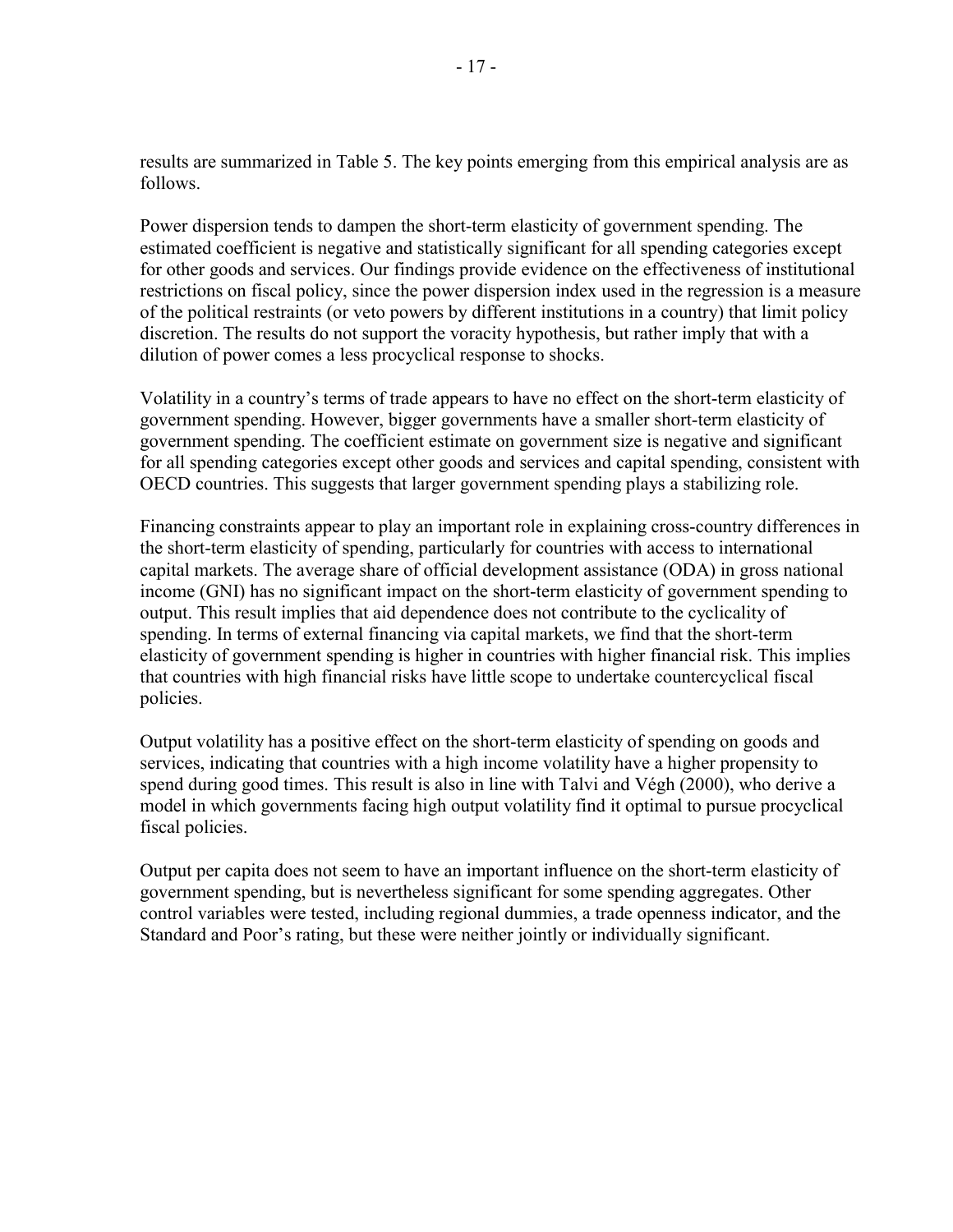results are summarized in Table 5. The key points emerging from this empirical analysis are as follows.

Power dispersion tends to dampen the short-term elasticity of government spending. The estimated coefficient is negative and statistically significant for all spending categories except for other goods and services. Our findings provide evidence on the effectiveness of institutional restrictions on fiscal policy, since the power dispersion index used in the regression is a measure of the political restraints (or veto powers by different institutions in a country) that limit policy discretion. The results do not support the voracity hypothesis, but rather imply that with a dilution of power comes a less procyclical response to shocks.

Volatility in a country's terms of trade appears to have no effect on the short-term elasticity of government spending. However, bigger governments have a smaller short-term elasticity of government spending. The coefficient estimate on government size is negative and significant for all spending categories except other goods and services and capital spending, consistent with OECD countries. This suggests that larger government spending plays a stabilizing role.

Financing constraints appear to play an important role in explaining cross-country differences in the short-term elasticity of spending, particularly for countries with access to international capital markets. The average share of official development assistance (ODA) in gross national income (GNI) has no significant impact on the short-term elasticity of government spending to output. This result implies that aid dependence does not contribute to the cyclicality of spending. In terms of external financing via capital markets, we find that the short-term elasticity of government spending is higher in countries with higher financial risk. This implies that countries with high financial risks have little scope to undertake countercyclical fiscal policies.

Output volatility has a positive effect on the short-term elasticity of spending on goods and services, indicating that countries with a high income volatility have a higher propensity to spend during good times. This result is also in line with Talvi and Végh (2000), who derive a model in which governments facing high output volatility find it optimal to pursue procyclical fiscal policies.

Output per capita does not seem to have an important influence on the short-term elasticity of government spending, but is nevertheless significant for some spending aggregates. Other control variables were tested, including regional dummies, a trade openness indicator, and the Standard and Poor's rating, but these were neither jointly or individually significant.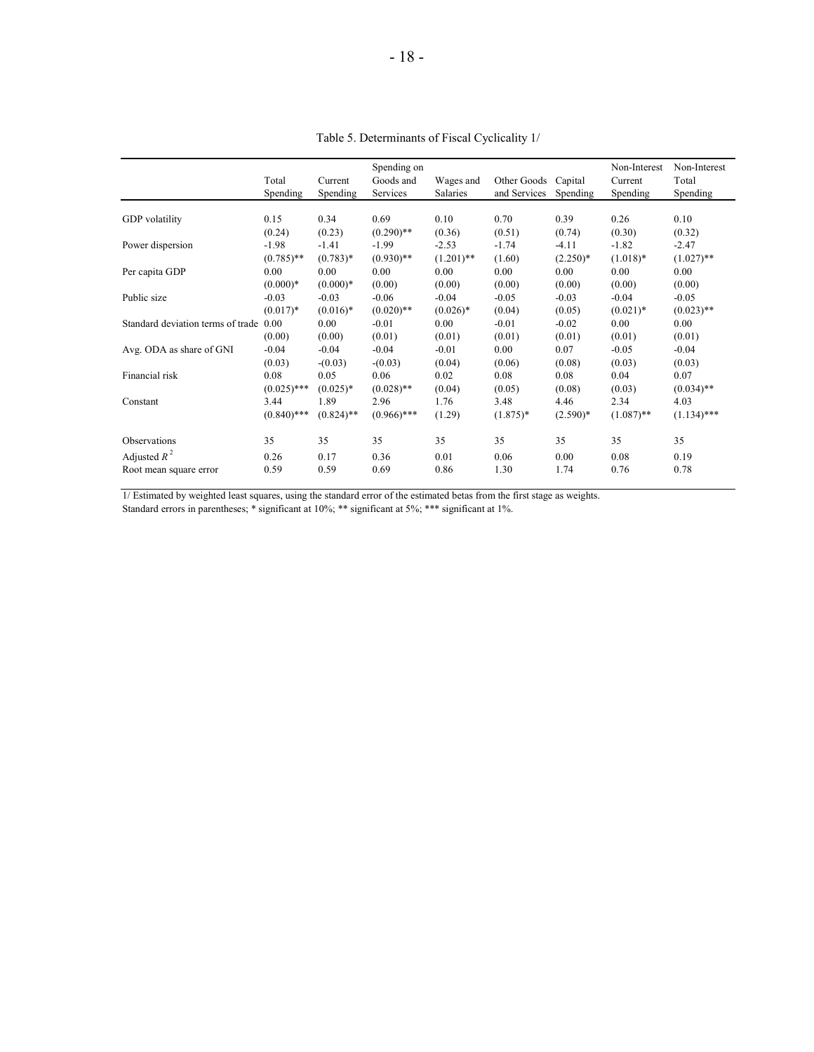Table 5. Determinants of Fiscal Cyclicality 1/

| | Total Spending | Current Spending | Spending on Goods and Services | Wages and Salaries | Other Goods and Services | Capital Spending | Non-Interest Current Spending | Non-Interest Total Spending |
|---|---|---|---|---|---|---|---|---|
| GDP volatility | 0.15 | 0.34 | 0.69 | 0.10 | 0.70 | 0.39 | 0.26 | 0.10 |
| | (0.24) | (0.23) | (0.290)** | (0.36) | (0.51) | (0.74) | (0.30) | (0.32) |
| Power dispersion | -1.98 | -1.41 | -1.99 | -2.53 | -1.74 | -4.11 | -1.82 | -2.47 |
| | (0.785)** | (0.783)* | (0.930)** | (1.201)** | (1.60) | (2.250)* | (1.018)* | (1.027)** |
| Per capita GDP | 0.00 | 0.00 | 0.00 | 0.00 | 0.00 | 0.00 | 0.00 | 0.00 |
| | (0.000)* | (0.000)* | (0.00) | (0.00) | (0.00) | (0.00) | (0.00) | (0.00) |
| Public size | -0.03 | -0.03 | -0.06 | -0.04 | -0.05 | -0.03 | -0.04 | -0.05 |
| | (0.017)* | (0.016)* | (0.020)** | (0.026)* | (0.04) | (0.05) | (0.021)* | (0.023)** |
| Standard deviation terms of trade | 0.00 | 0.00 | -0.01 | 0.00 | -0.01 | -0.02 | 0.00 | 0.00 |
| | (0.00) | (0.00) | (0.01) | (0.01) | (0.01) | (0.01) | (0.01) | (0.01) |
| Avg. ODA as share of GNI | -0.04 | -0.04 | -0.04 | -0.01 | 0.00 | 0.07 | -0.05 | -0.04 |
| | (0.03) | -(0.03) | -(0.03) | (0.04) | (0.06) | (0.08) | (0.03) | (0.03) |
| Financial risk | 0.08 | 0.05 | 0.06 | 0.02 | 0.08 | 0.08 | 0.04 | 0.07 |
| | (0.025)*** | (0.025)* | (0.028)** | (0.04) | (0.05) | (0.08) | (0.03) | (0.034)** |
| Constant | 3.44 | 1.89 | 2.96 | 1.76 | 3.48 | 4.46 | 2.34 | 4.03 |
| | (0.840)*** | (0.824)** | (0.966)*** | (1.29) | (1.875)* | (2.590)* | (1.087)** | (1.134)*** |
| Observations | 35 | 35 | 35 | 35 | 35 | 35 | 35 | 35 |
| Adjusted $R^2$ | 0.26 | 0.17 | 0.36 | 0.01 | 0.06 | 0.00 | 0.08 | 0.19 |
| Root mean square error | 0.59 | 0.59 | 0.69 | 0.86 | 1.30 | 1.74 | 0.76 | 0.78 |

1/ Estimated by weighted least squares, using the standard error of the estimated betas from the first stage as weights.
Standard errors in parentheses; * significant at 10%; ** significant at 5%; *** significant at 1%.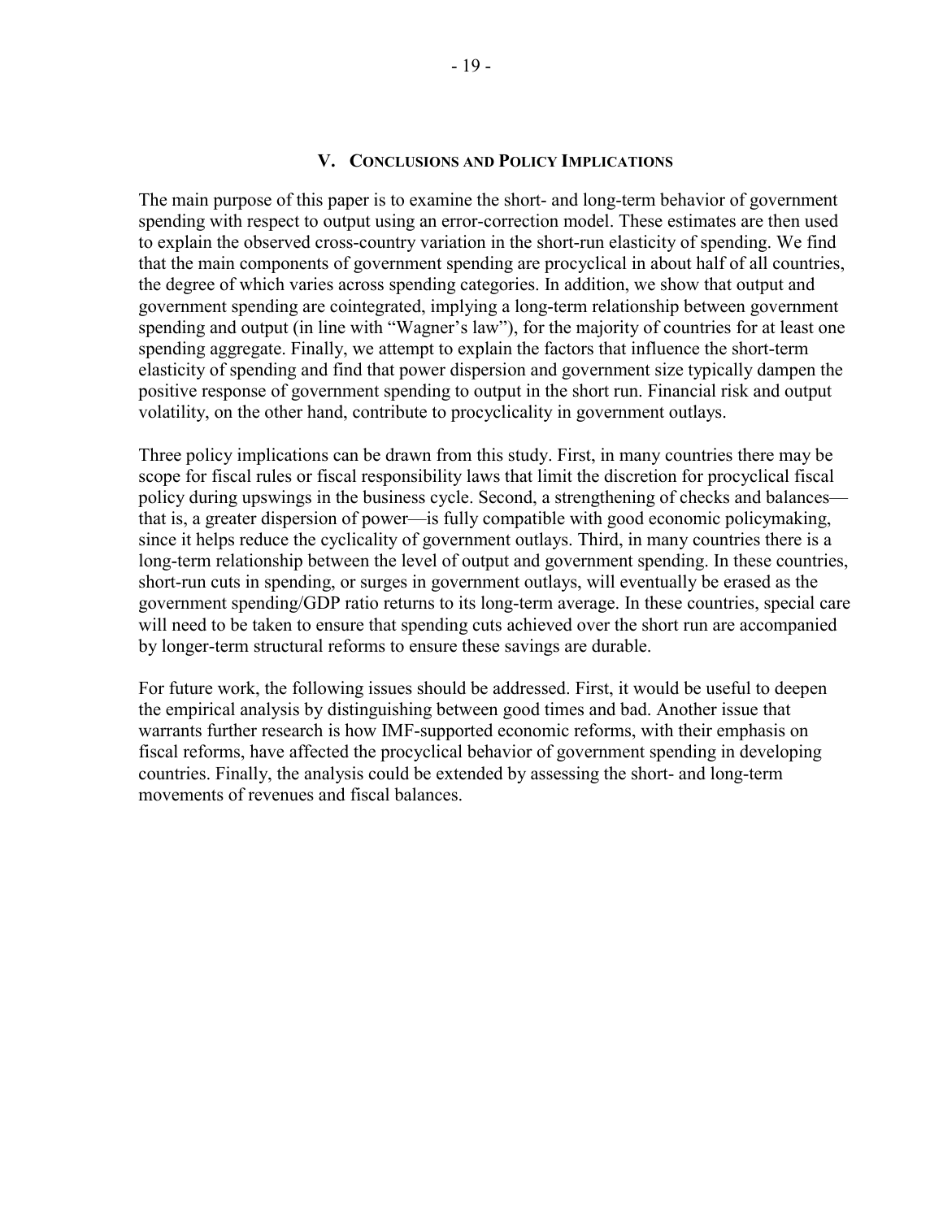## V. Conclusions and Policy Implications

The main purpose of this paper is to examine the short- and long-term behavior of government spending with respect to output using an error-correction model. These estimates are then used to explain the observed cross-country variation in the short-run elasticity of spending. We find that the main components of government spending are procyclical in about half of all countries, the degree of which varies across spending categories. In addition, we show that output and government spending are cointegrated, implying a long-term relationship between government spending and output (in line with "Wagner's law"), for the majority of countries for at least one spending aggregate. Finally, we attempt to explain the factors that influence the short-term elasticity of spending and find that power dispersion and government size typically dampen the positive response of government spending to output in the short run. Financial risk and output volatility, on the other hand, contribute to procyclicality in government outlays.

Three policy implications can be drawn from this study. First, in many countries there may be scope for fiscal rules or fiscal responsibility laws that limit the discretion for procyclical fiscal policy during upswings in the business cycle. Second, a strengthening of checks and balances—that is, a greater dispersion of power—is fully compatible with good economic policymaking, since it helps reduce the cyclicality of government outlays. Third, in many countries there is a long-term relationship between the level of output and government spending. In these countries, short-run cuts in spending, or surges in government outlays, will eventually be erased as the government spending/GDP ratio returns to its long-term average. In these countries, special care will need to be taken to ensure that spending cuts achieved over the short run are accompanied by longer-term structural reforms to ensure these savings are durable.

For future work, the following issues should be addressed. First, it would be useful to deepen the empirical analysis by distinguishing between good times and bad. Another issue that warrants further research is how IMF-supported economic reforms, with their emphasis on fiscal reforms, have affected the procyclical behavior of government spending in developing countries. Finally, the analysis could be extended by assessing the short- and long-term movements of revenues and fiscal balances.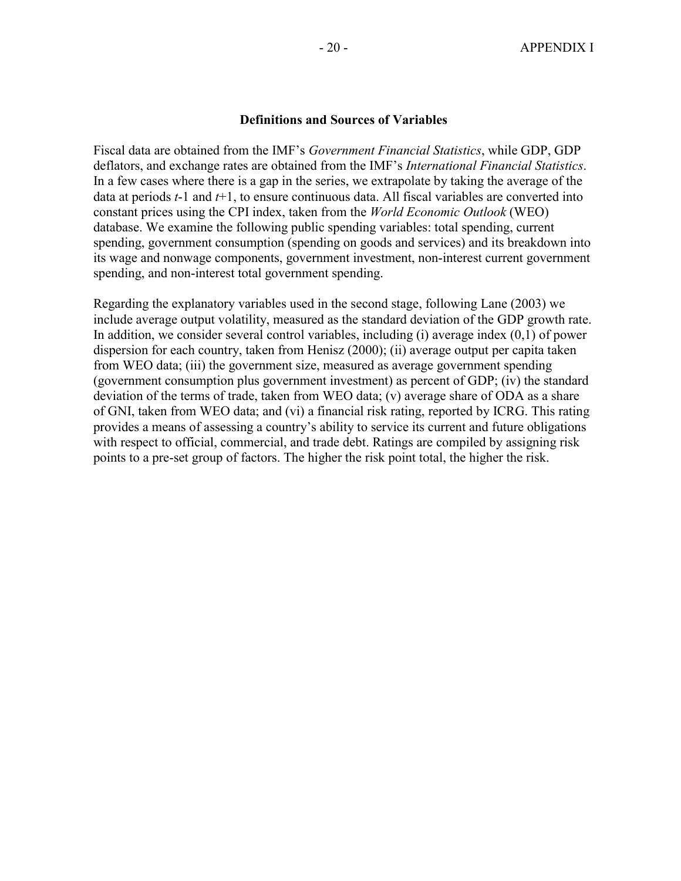## Definitions and Sources of Variables

Fiscal data are obtained from the IMF's *Government Financial Statistics*, while GDP, GDP deflators, and exchange rates are obtained from the IMF's *International Financial Statistics*. In a few cases where there is a gap in the series, we extrapolate by taking the average of the data at periods $t$-1 and $t$+1, to ensure continuous data. All fiscal variables are converted into constant prices using the CPI index, taken from the *World Economic Outlook* (WEO) database. We examine the following public spending variables: total spending, current spending, government consumption (spending on goods and services) and its breakdown into its wage and nonwage components, government investment, non-interest current government spending, and non-interest total government spending.

Regarding the explanatory variables used in the second stage, following Lane (2003) we include average output volatility, measured as the standard deviation of the GDP growth rate. In addition, we consider several control variables, including (i) average index (0,1) of power dispersion for each country, taken from Henisz (2000); (ii) average output per capita taken from WEO data; (iii) the government size, measured as average government spending (government consumption plus government investment) as percent of GDP; (iv) the standard deviation of the terms of trade, taken from WEO data; (v) average share of ODA as a share of GNI, taken from WEO data; and (vi) a financial risk rating, reported by ICRG. This rating provides a means of assessing a country's ability to service its current and future obligations with respect to official, commercial, and trade debt. Ratings are compiled by assigning risk points to a pre-set group of factors. The higher the risk point total, the higher the risk.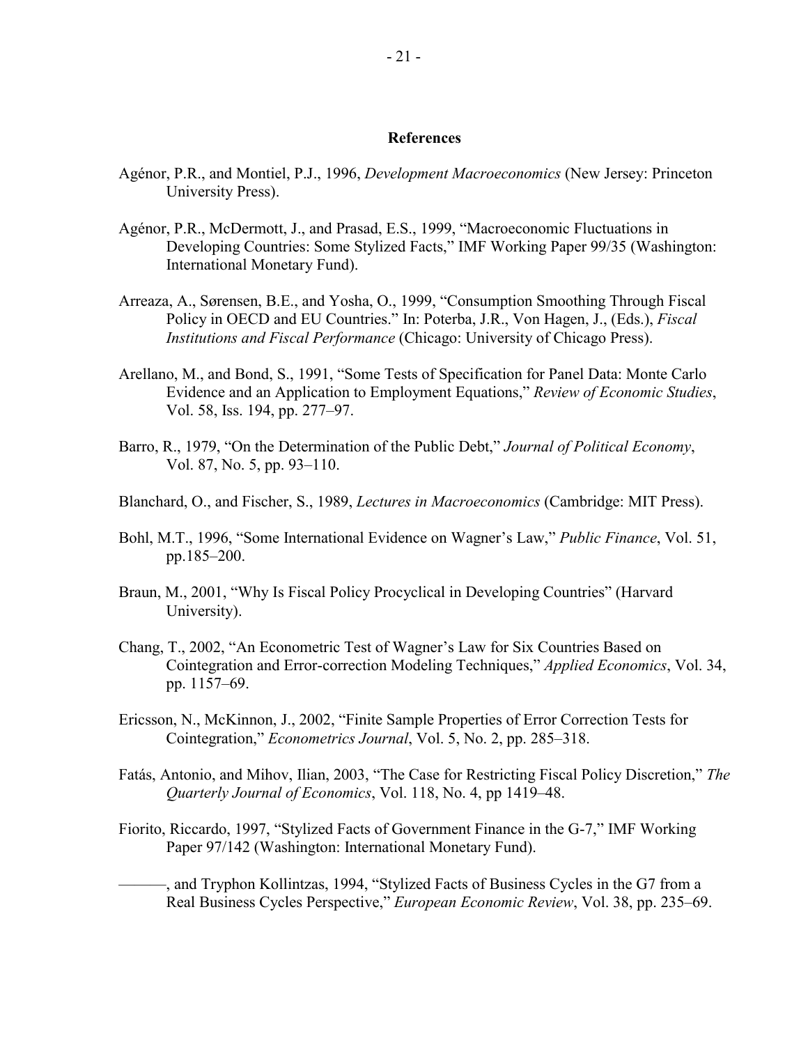## References

Agénor, P.R., and Montiel, P.J., 1996, *Development Macroeconomics* (New Jersey: Princeton University Press).

Agénor, P.R., McDermott, J., and Prasad, E.S., 1999, "Macroeconomic Fluctuations in Developing Countries: Some Stylized Facts," IMF Working Paper 99/35 (Washington: International Monetary Fund).

Arreaza, A., Sørensen, B.E., and Yosha, O., 1999, "Consumption Smoothing Through Fiscal Policy in OECD and EU Countries." In: Poterba, J.R., Von Hagen, J., (Eds.), *Fiscal Institutions and Fiscal Performance* (Chicago: University of Chicago Press).

Arellano, M., and Bond, S., 1991, "Some Tests of Specification for Panel Data: Monte Carlo Evidence and an Application to Employment Equations," *Review of Economic Studies*, Vol. 58, Iss. 194, pp. 277–97.

Barro, R., 1979, "On the Determination of the Public Debt," *Journal of Political Economy*, Vol. 87, No. 5, pp. 93–110.

Blanchard, O., and Fischer, S., 1989, *Lectures in Macroeconomics* (Cambridge: MIT Press).

Bohl, M.T., 1996, "Some International Evidence on Wagner's Law," *Public Finance*, Vol. 51, pp.185–200.

Braun, M., 2001, "Why Is Fiscal Policy Procyclical in Developing Countries" (Harvard University).

Chang, T., 2002, "An Econometric Test of Wagner's Law for Six Countries Based on Cointegration and Error-correction Modeling Techniques," *Applied Economics*, Vol. 34, pp. 1157–69.

Ericsson, N., McKinnon, J., 2002, "Finite Sample Properties of Error Correction Tests for Cointegration," *Econometrics Journal*, Vol. 5, No. 2, pp. 285–318.

Fatás, Antonio, and Mihov, Ilian, 2003, "The Case for Restricting Fiscal Policy Discretion," *The Quarterly Journal of Economics*, Vol. 118, No. 4, pp 1419–48.

Fiorito, Riccardo, 1997, "Stylized Facts of Government Finance in the G-7," IMF Working Paper 97/142 (Washington: International Monetary Fund).

———, and Tryphon Kollintzas, 1994, "Stylized Facts of Business Cycles in the G7 from a Real Business Cycles Perspective," *European Economic Review*, Vol. 38, pp. 235–69.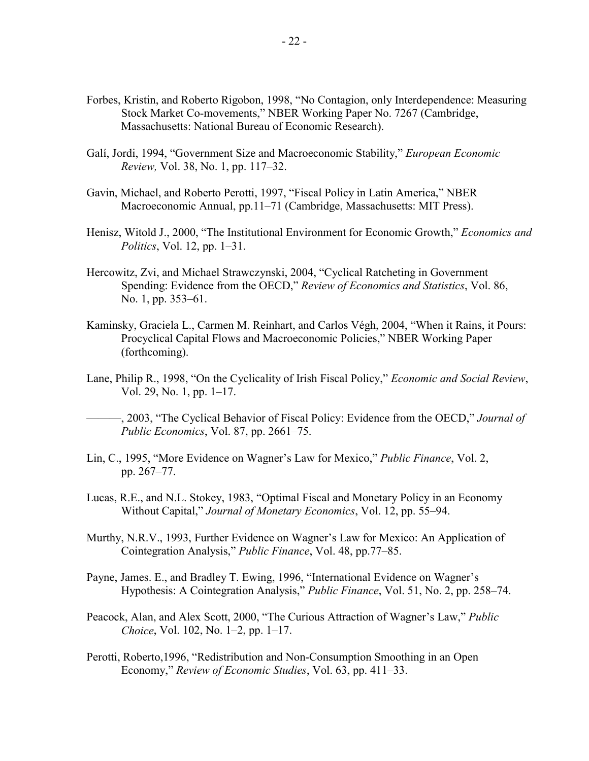Forbes, Kristin, and Roberto Rigobon, 1998, "No Contagion, only Interdependence: Measuring Stock Market Co-movements," NBER Working Paper No. 7267 (Cambridge, Massachusetts: National Bureau of Economic Research).

Galí, Jordi, 1994, "Government Size and Macroeconomic Stability," *European Economic Review,* Vol. 38, No. 1, pp. 117–32.

Gavin, Michael, and Roberto Perotti, 1997, "Fiscal Policy in Latin America," NBER Macroeconomic Annual, pp.11–71 (Cambridge, Massachusetts: MIT Press).

Henisz, Witold J., 2000, "The Institutional Environment for Economic Growth," *Economics and Politics*, Vol. 12, pp. 1–31.

Hercowitz, Zvi, and Michael Strawczynski, 2004, "Cyclical Ratcheting in Government Spending: Evidence from the OECD," *Review of Economics and Statistics*, Vol. 86, No. 1, pp. 353–61.

Kaminsky, Graciela L., Carmen M. Reinhart, and Carlos Végh, 2004, "When it Rains, it Pours: Procyclical Capital Flows and Macroeconomic Policies," NBER Working Paper (forthcoming).

Lane, Philip R., 1998, "On the Cyclicality of Irish Fiscal Policy," *Economic and Social Review*, Vol. 29, No. 1, pp. 1–17.

———, 2003, "The Cyclical Behavior of Fiscal Policy: Evidence from the OECD," *Journal of Public Economics*, Vol. 87, pp. 2661–75.

Lin, C., 1995, "More Evidence on Wagner's Law for Mexico," *Public Finance*, Vol. 2, pp. 267–77.

Lucas, R.E., and N.L. Stokey, 1983, "Optimal Fiscal and Monetary Policy in an Economy Without Capital," *Journal of Monetary Economics*, Vol. 12, pp. 55–94.

Murthy, N.R.V., 1993, Further Evidence on Wagner's Law for Mexico: An Application of Cointegration Analysis," *Public Finance*, Vol. 48, pp.77–85.

Payne, James. E., and Bradley T. Ewing, 1996, "International Evidence on Wagner's Hypothesis: A Cointegration Analysis," *Public Finance*, Vol. 51, No. 2, pp. 258–74.

Peacock, Alan, and Alex Scott, 2000, "The Curious Attraction of Wagner's Law," *Public Choice*, Vol. 102, No. 1–2, pp. 1–17.

Perotti, Roberto,1996, "Redistribution and Non-Consumption Smoothing in an Open Economy," *Review of Economic Studies*, Vol. 63, pp. 411–33.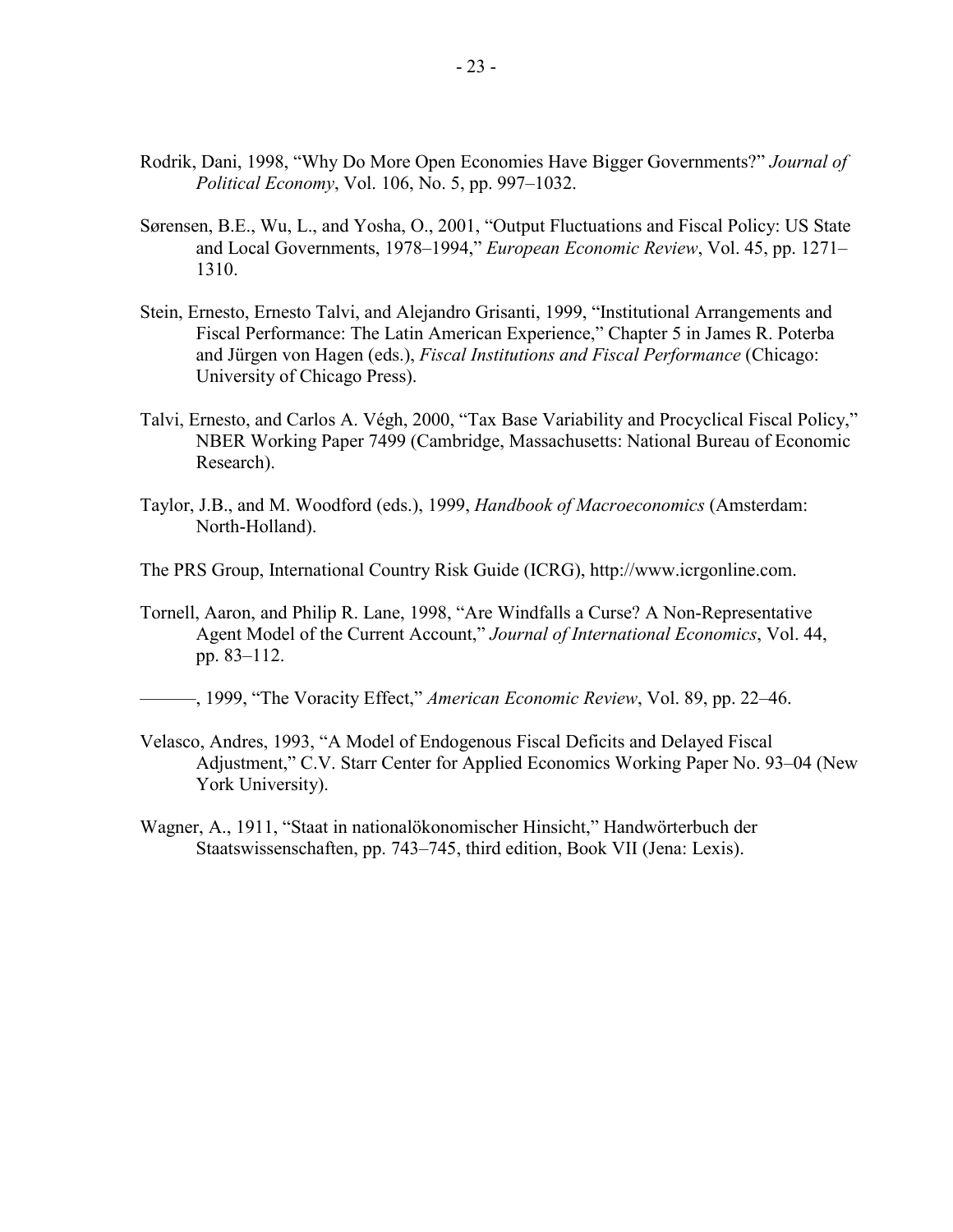Rodrik, Dani, 1998, "Why Do More Open Economies Have Bigger Governments?" *Journal of Political Economy*, Vol. 106, No. 5, pp. 997–1032.

Sørensen, B.E., Wu, L., and Yosha, O., 2001, "Output Fluctuations and Fiscal Policy: US State and Local Governments, 1978–1994," *European Economic Review*, Vol. 45, pp. 1271–1310.

Stein, Ernesto, Ernesto Talvi, and Alejandro Grisanti, 1999, "Institutional Arrangements and Fiscal Performance: The Latin American Experience," Chapter 5 in James R. Poterba and Jürgen von Hagen (eds.), *Fiscal Institutions and Fiscal Performance* (Chicago: University of Chicago Press).

Talvi, Ernesto, and Carlos A. Végh, 2000, "Tax Base Variability and Procyclical Fiscal Policy," NBER Working Paper 7499 (Cambridge, Massachusetts: National Bureau of Economic Research).

Taylor, J.B., and M. Woodford (eds.), 1999, *Handbook of Macroeconomics* (Amsterdam: North-Holland).

The PRS Group, International Country Risk Guide (ICRG), http://www.icrgonline.com.

Tornell, Aaron, and Philip R. Lane, 1998, "Are Windfalls a Curse? A Non-Representative Agent Model of the Current Account," *Journal of International Economics*, Vol. 44, pp. 83–112.

———, 1999, "The Voracity Effect," *American Economic Review*, Vol. 89, pp. 22–46.

Velasco, Andres, 1993, "A Model of Endogenous Fiscal Deficits and Delayed Fiscal Adjustment," C.V. Starr Center for Applied Economics Working Paper No. 93–04 (New York University).

Wagner, A., 1911, "Staat in nationalökonomischer Hinsicht," Handwörterbuch der Staatswissenschaften, pp. 743–745, third edition, Book VII (Jena: Lexis).